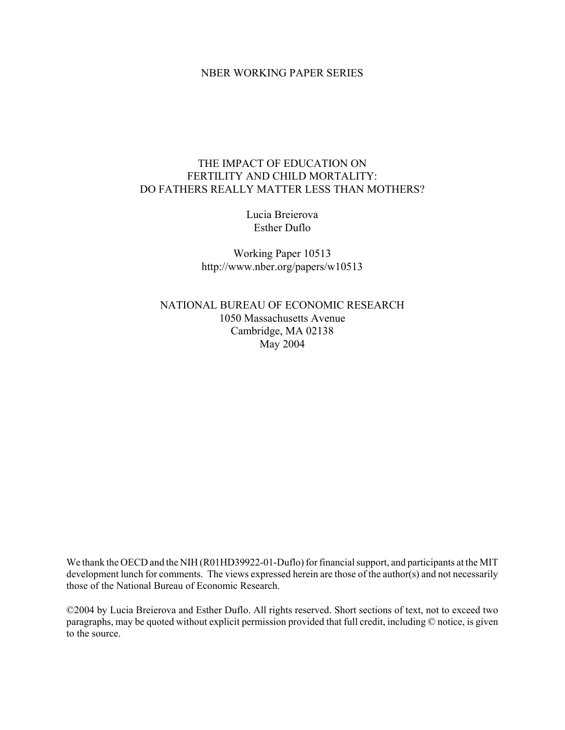NBER WORKING PAPER SERIES

# THE IMPACT OF EDUCATION ON FERTILITY AND CHILD MORTALITY: DO FATHERS REALLY MATTER LESS THAN MOTHERS?

Lucia Breierova
Esther Duflo

Working Paper 10513
http://www.nber.org/papers/w10513

NATIONAL BUREAU OF ECONOMIC RESEARCH
1050 Massachusetts Avenue
Cambridge, MA 02138
May 2004

We thank the OECD and the NIH (R01HD39922-01-Duflo) for financial support, and participants at the MIT development lunch for comments. The views expressed herein are those of the author(s) and not necessarily those of the National Bureau of Economic Research.

©2004 by Lucia Breierova and Esther Duflo. All rights reserved. Short sections of text, not to exceed two paragraphs, may be quoted without explicit permission provided that full credit, including © notice, is given to the source.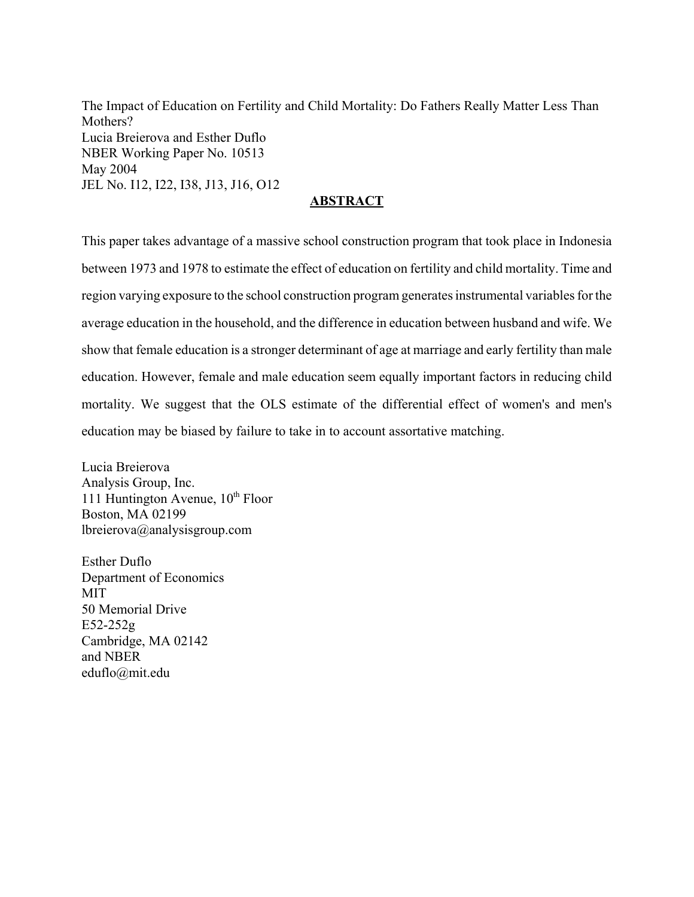The Impact of Education on Fertility and Child Mortality: Do Fathers Really Matter Less Than Mothers?
Lucia Breierova and Esther Duflo
NBER Working Paper No. 10513
May 2004
JEL No. I12, I22, I38, J13, J16, O12

## ABSTRACT

This paper takes advantage of a massive school construction program that took place in Indonesia between 1973 and 1978 to estimate the effect of education on fertility and child mortality. Time and region varying exposure to the school construction program generates instrumental variables for the average education in the household, and the difference in education between husband and wife. We show that female education is a stronger determinant of age at marriage and early fertility than male education. However, female and male education seem equally important factors in reducing child mortality. We suggest that the OLS estimate of the differential effect of women's and men's education may be biased by failure to take in to account assortative matching.

Lucia Breierova
Analysis Group, Inc.
111 Huntington Avenue, 10th Floor
Boston, MA 02199
lbreierova@analysisgroup.com

Esther Duflo
Department of Economics
MIT
50 Memorial Drive
E52-252g
Cambridge, MA 02142
and NBER
eduflo@mit.edu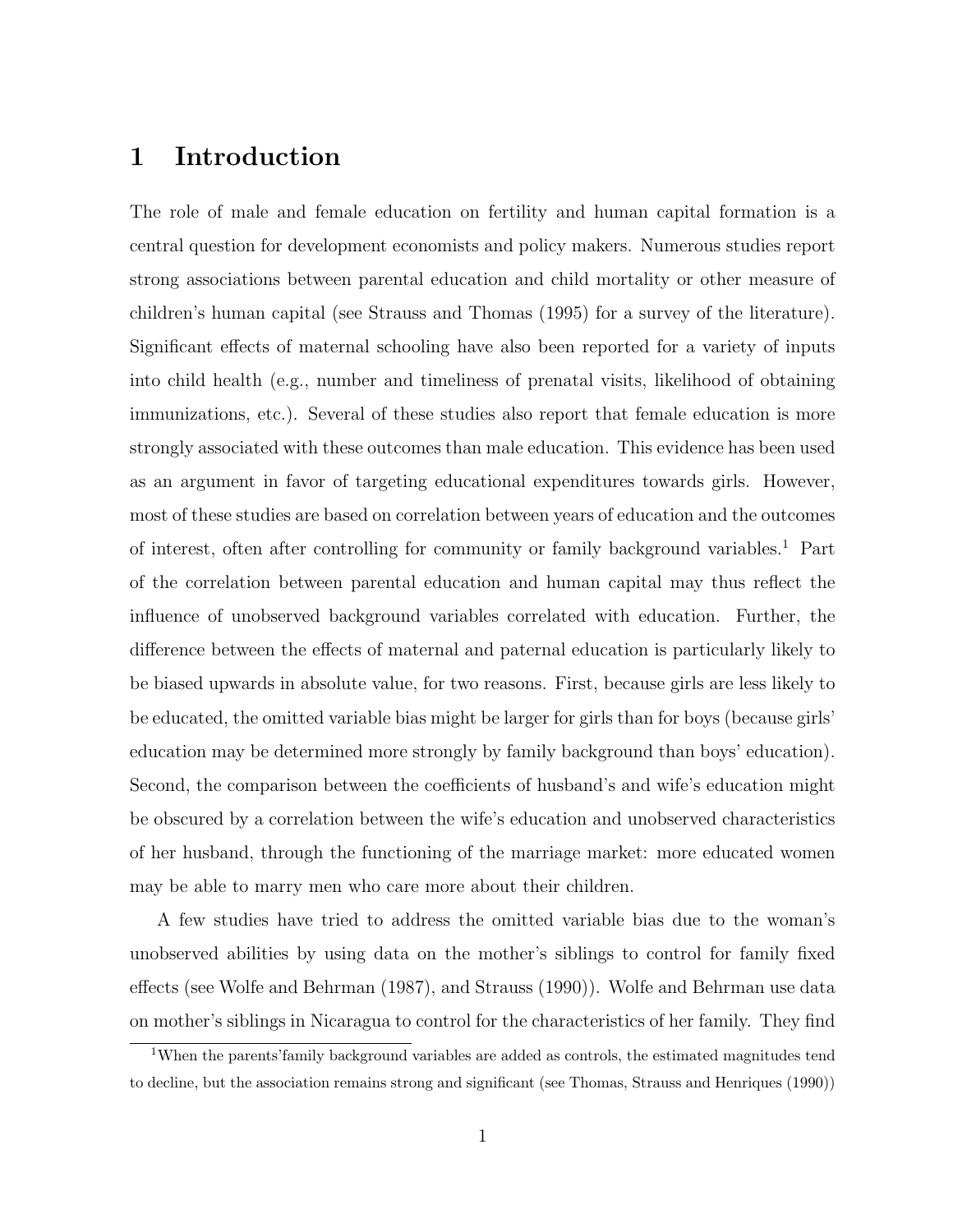# 1 Introduction

The role of male and female education on fertility and human capital formation is a central question for development economists and policy makers. Numerous studies report strong associations between parental education and child mortality or other measure of children's human capital (see Strauss and Thomas (1995) for a survey of the literature). Significant effects of maternal schooling have also been reported for a variety of inputs into child health (e.g., number and timeliness of prenatal visits, likelihood of obtaining immunizations, etc.). Several of these studies also report that female education is more strongly associated with these outcomes than male education. This evidence has been used as an argument in favor of targeting educational expenditures towards girls. However, most of these studies are based on correlation between years of education and the outcomes of interest, often after controlling for community or family background variables.[1] Part of the correlation between parental education and human capital may thus reflect the influence of unobserved background variables correlated with education. Further, the difference between the effects of maternal and paternal education is particularly likely to be biased upwards in absolute value, for two reasons. First, because girls are less likely to be educated, the omitted variable bias might be larger for girls than for boys (because girls' education may be determined more strongly by family background than boys' education). Second, the comparison between the coefficients of husband's and wife's education might be obscured by a correlation between the wife's education and unobserved characteristics of her husband, through the functioning of the marriage market: more educated women may be able to marry men who care more about their children.

A few studies have tried to address the omitted variable bias due to the woman's unobserved abilities by using data on the mother's siblings to control for family fixed effects (see Wolfe and Behrman (1987), and Strauss (1990)). Wolfe and Behrman use data on mother's siblings in Nicaragua to control for the characteristics of her family. They find

[1] When the parents'family background variables are added as controls, the estimated magnitudes tend to decline, but the association remains strong and significant (see Thomas, Strauss and Henriques (1990))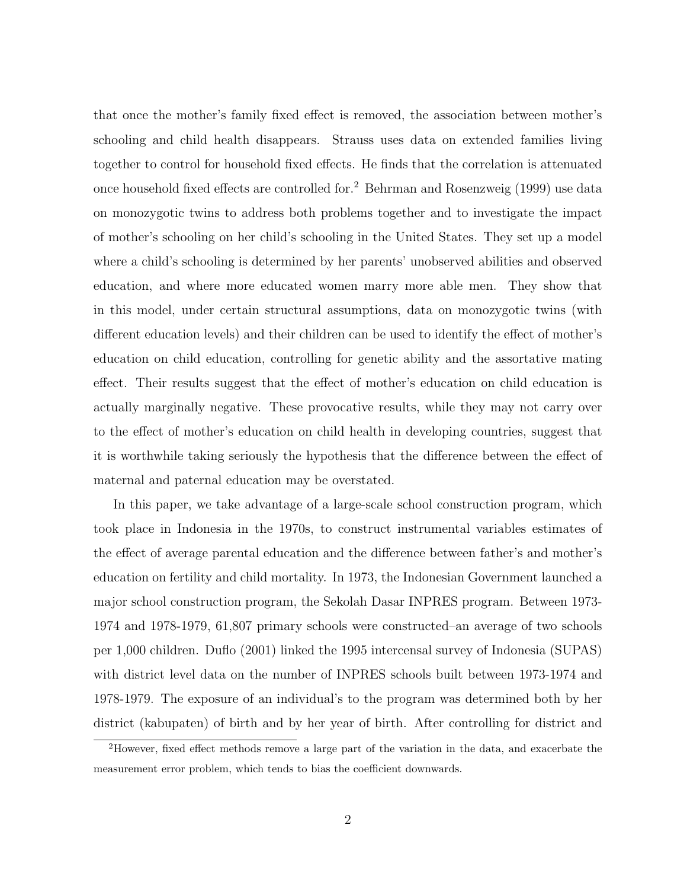that once the mother's family fixed effect is removed, the association between mother's schooling and child health disappears. Strauss uses data on extended families living together to control for household fixed effects. He finds that the correlation is attenuated once household fixed effects are controlled for.[2] Behrman and Rosenzweig (1999) use data on monozygotic twins to address both problems together and to investigate the impact of mother's schooling on her child's schooling in the United States. They set up a model where a child's schooling is determined by her parents' unobserved abilities and observed education, and where more educated women marry more able men. They show that in this model, under certain structural assumptions, data on monozygotic twins (with different education levels) and their children can be used to identify the effect of mother's education on child education, controlling for genetic ability and the assortative mating effect. Their results suggest that the effect of mother's education on child education is actually marginally negative. These provocative results, while they may not carry over to the effect of mother's education on child health in developing countries, suggest that it is worthwhile taking seriously the hypothesis that the difference between the effect of maternal and paternal education may be overstated.

In this paper, we take advantage of a large-scale school construction program, which took place in Indonesia in the 1970s, to construct instrumental variables estimates of the effect of average parental education and the difference between father's and mother's education on fertility and child mortality. In 1973, the Indonesian Government launched a major school construction program, the Sekolah Dasar INPRES program. Between 1973-1974 and 1978-1979, 61,807 primary schools were constructed–an average of two schools per 1,000 children. Duflo (2001) linked the 1995 intercensal survey of Indonesia (SUPAS) with district level data on the number of INPRES schools built between 1973-1974 and 1978-1979. The exposure of an individual's to the program was determined both by her district (kabupaten) of birth and by her year of birth. After controlling for district and

[2]However, fixed effect methods remove a large part of the variation in the data, and exacerbate the measurement error problem, which tends to bias the coefficient downwards.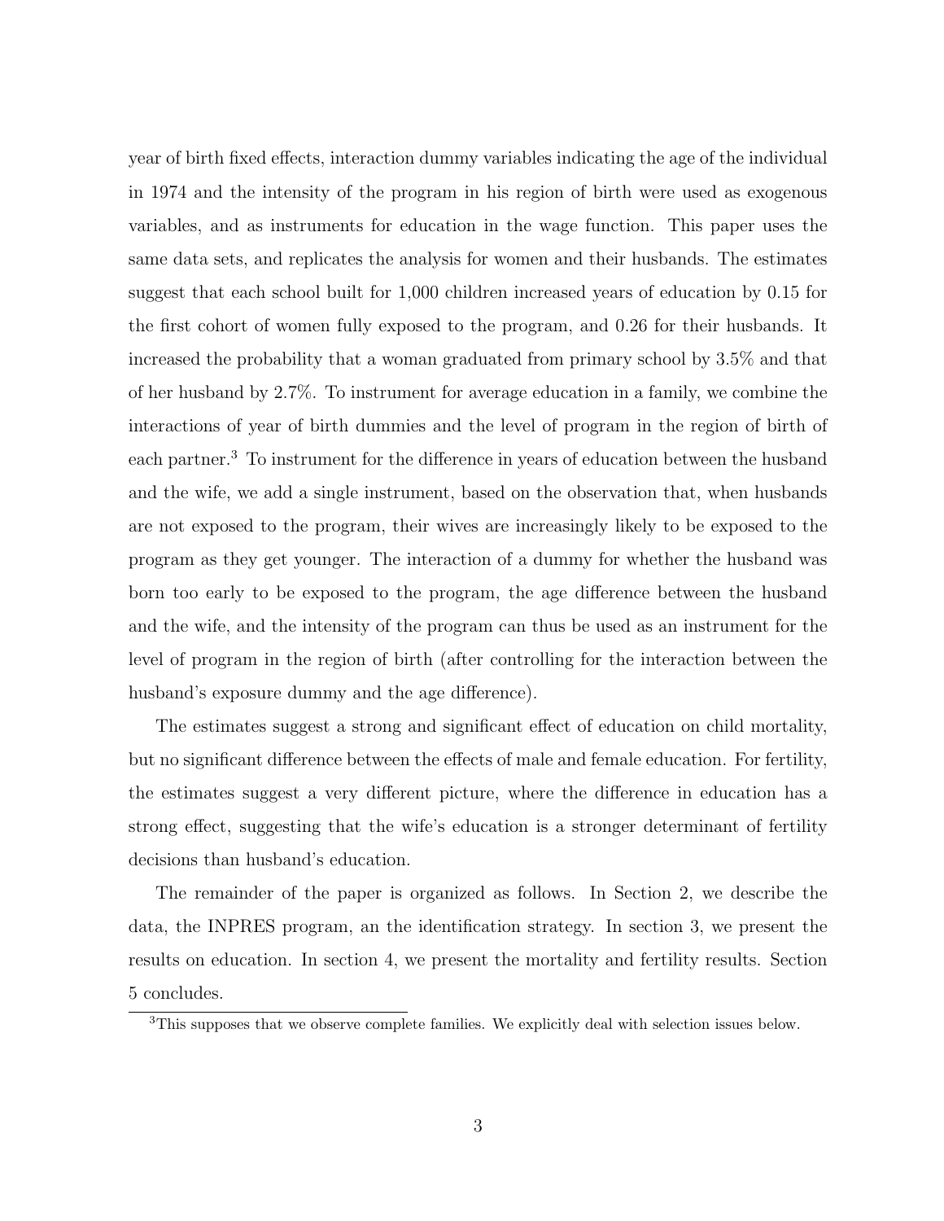year of birth fixed effects, interaction dummy variables indicating the age of the individual in 1974 and the intensity of the program in his region of birth were used as exogenous variables, and as instruments for education in the wage function. This paper uses the same data sets, and replicates the analysis for women and their husbands. The estimates suggest that each school built for 1,000 children increased years of education by 0.15 for the first cohort of women fully exposed to the program, and 0.26 for their husbands. It increased the probability that a woman graduated from primary school by 3.5% and that of her husband by 2.7%. To instrument for average education in a family, we combine the interactions of year of birth dummies and the level of program in the region of birth of each partner.[3] To instrument for the difference in years of education between the husband and the wife, we add a single instrument, based on the observation that, when husbands are not exposed to the program, their wives are increasingly likely to be exposed to the program as they get younger. The interaction of a dummy for whether the husband was born too early to be exposed to the program, the age difference between the husband and the wife, and the intensity of the program can thus be used as an instrument for the level of program in the region of birth (after controlling for the interaction between the husband's exposure dummy and the age difference).

The estimates suggest a strong and significant effect of education on child mortality, but no significant difference between the effects of male and female education. For fertility, the estimates suggest a very different picture, where the difference in education has a strong effect, suggesting that the wife's education is a stronger determinant of fertility decisions than husband's education.

The remainder of the paper is organized as follows. In Section 2, we describe the data, the INPRES program, an the identification strategy. In section 3, we present the results on education. In section 4, we present the mortality and fertility results. Section 5 concludes.

[3] This supposes that we observe complete families. We explicitly deal with selection issues below.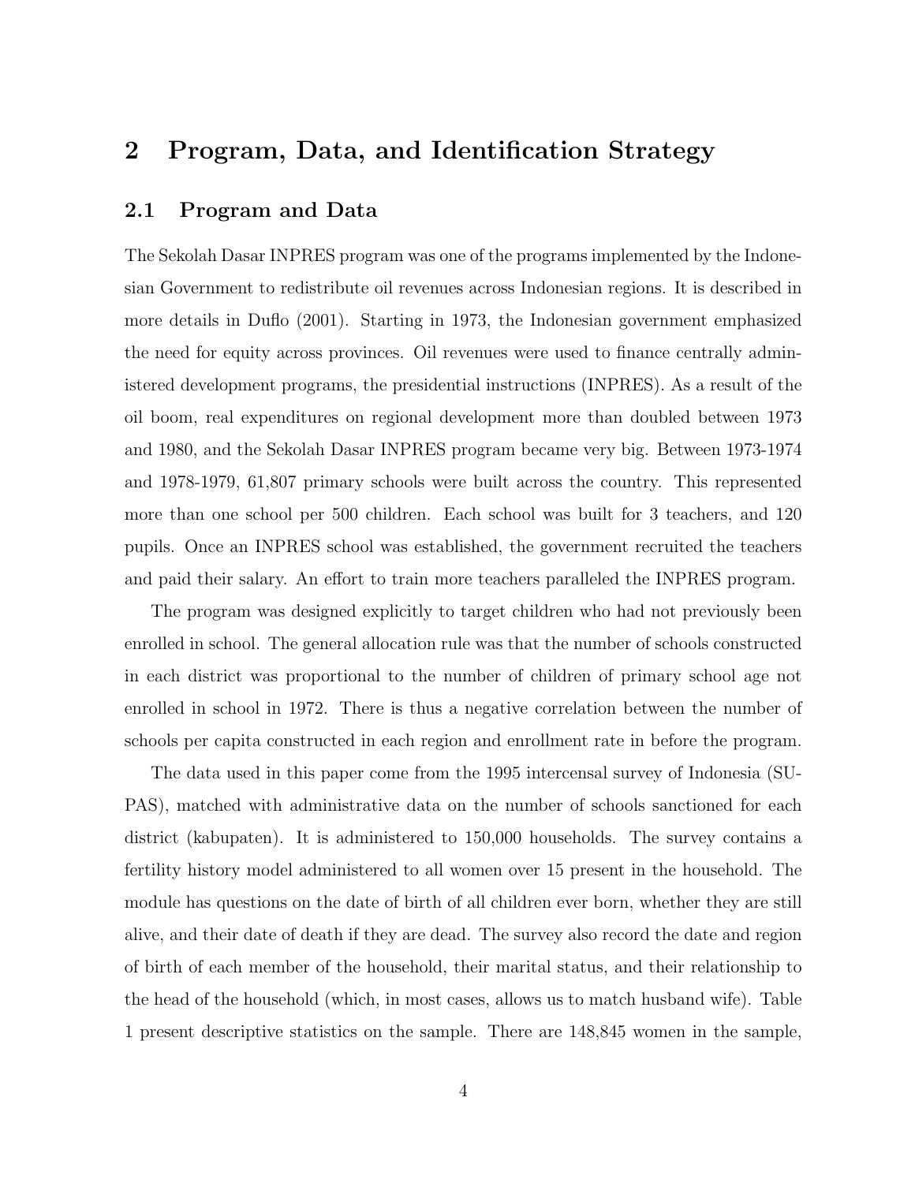# 2 Program, Data, and Identification Strategy

## 2.1 Program and Data

The Sekolah Dasar INPRES program was one of the programs implemented by the Indonesian Government to redistribute oil revenues across Indonesian regions. It is described in more details in Duflo (2001). Starting in 1973, the Indonesian government emphasized the need for equity across provinces. Oil revenues were used to finance centrally administered development programs, the presidential instructions (INPRES). As a result of the oil boom, real expenditures on regional development more than doubled between 1973 and 1980, and the Sekolah Dasar INPRES program became very big. Between 1973-1974 and 1978-1979, 61,807 primary schools were built across the country. This represented more than one school per 500 children. Each school was built for 3 teachers, and 120 pupils. Once an INPRES school was established, the government recruited the teachers and paid their salary. An effort to train more teachers paralleled the INPRES program.

The program was designed explicitly to target children who had not previously been enrolled in school. The general allocation rule was that the number of schools constructed in each district was proportional to the number of children of primary school age not enrolled in school in 1972. There is thus a negative correlation between the number of schools per capita constructed in each region and enrollment rate in before the program.

The data used in this paper come from the 1995 intercensal survey of Indonesia (SUPAS), matched with administrative data on the number of schools sanctioned for each district (kabupaten). It is administered to 150,000 households. The survey contains a fertility history model administered to all women over 15 present in the household. The module has questions on the date of birth of all children ever born, whether they are still alive, and their date of death if they are dead. The survey also record the date and region of birth of each member of the household, their marital status, and their relationship to the head of the household (which, in most cases, allows us to match husband wife). Table 1 present descriptive statistics on the sample. There are 148,845 women in the sample,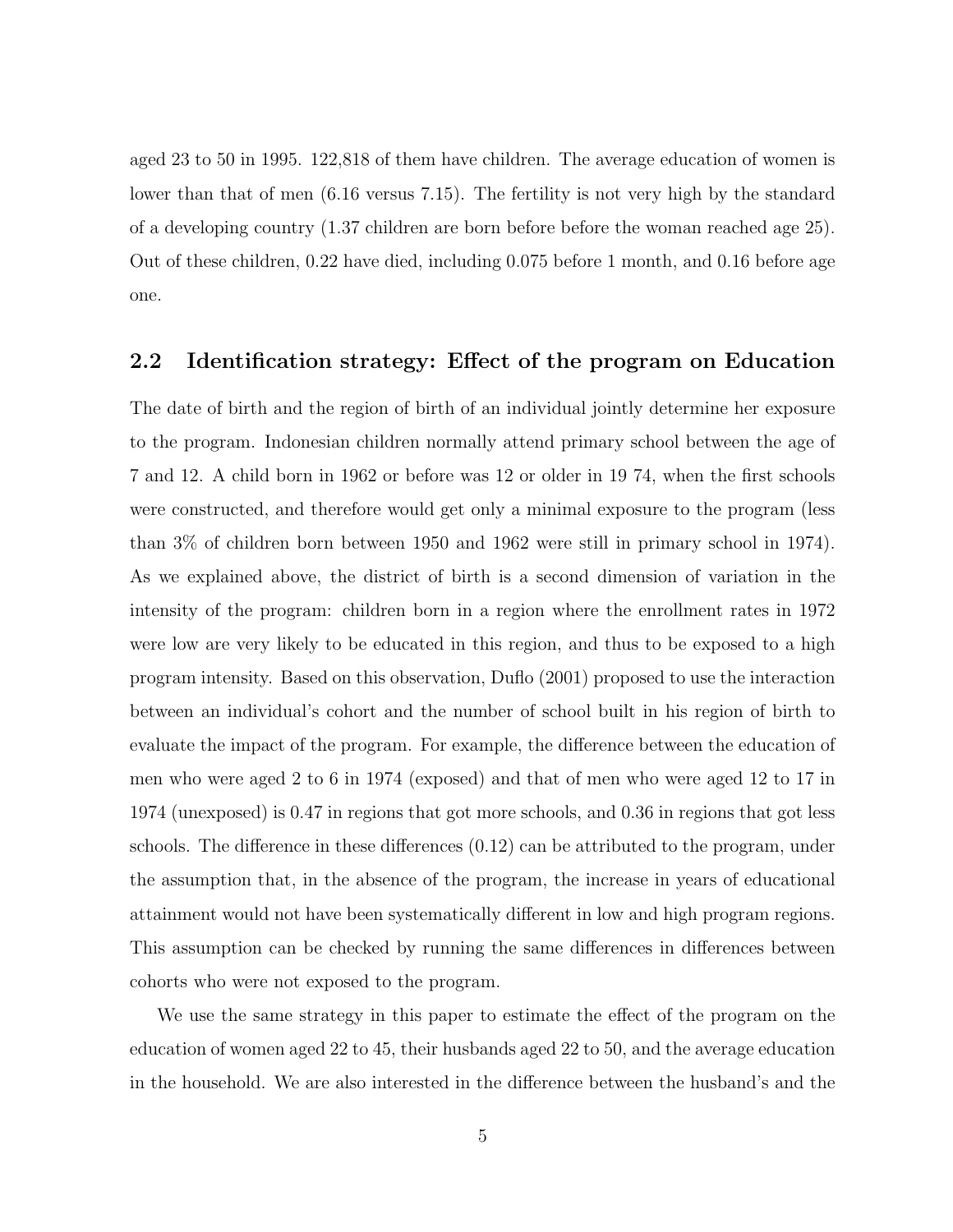aged 23 to 50 in 1995. 122,818 of them have children. The average education of women is lower than that of men (6.16 versus 7.15). The fertility is not very high by the standard of a developing country (1.37 children are born before before the woman reached age 25). Out of these children, 0.22 have died, including 0.075 before 1 month, and 0.16 before age one.

## 2.2 Identification strategy: Effect of the program on Education

The date of birth and the region of birth of an individual jointly determine her exposure to the program. Indonesian children normally attend primary school between the age of 7 and 12. A child born in 1962 or before was 12 or older in 19 74, when the first schools were constructed, and therefore would get only a minimal exposure to the program (less than 3% of children born between 1950 and 1962 were still in primary school in 1974). As we explained above, the district of birth is a second dimension of variation in the intensity of the program: children born in a region where the enrollment rates in 1972 were low are very likely to be educated in this region, and thus to be exposed to a high program intensity. Based on this observation, Duflo (2001) proposed to use the interaction between an individual's cohort and the number of school built in his region of birth to evaluate the impact of the program. For example, the difference between the education of men who were aged 2 to 6 in 1974 (exposed) and that of men who were aged 12 to 17 in 1974 (unexposed) is 0.47 in regions that got more schools, and 0.36 in regions that got less schools. The difference in these differences (0.12) can be attributed to the program, under the assumption that, in the absence of the program, the increase in years of educational attainment would not have been systematically different in low and high program regions. This assumption can be checked by running the same differences in differences between cohorts who were not exposed to the program.

We use the same strategy in this paper to estimate the effect of the program on the education of women aged 22 to 45, their husbands aged 22 to 50, and the average education in the household. We are also interested in the difference between the husband's and the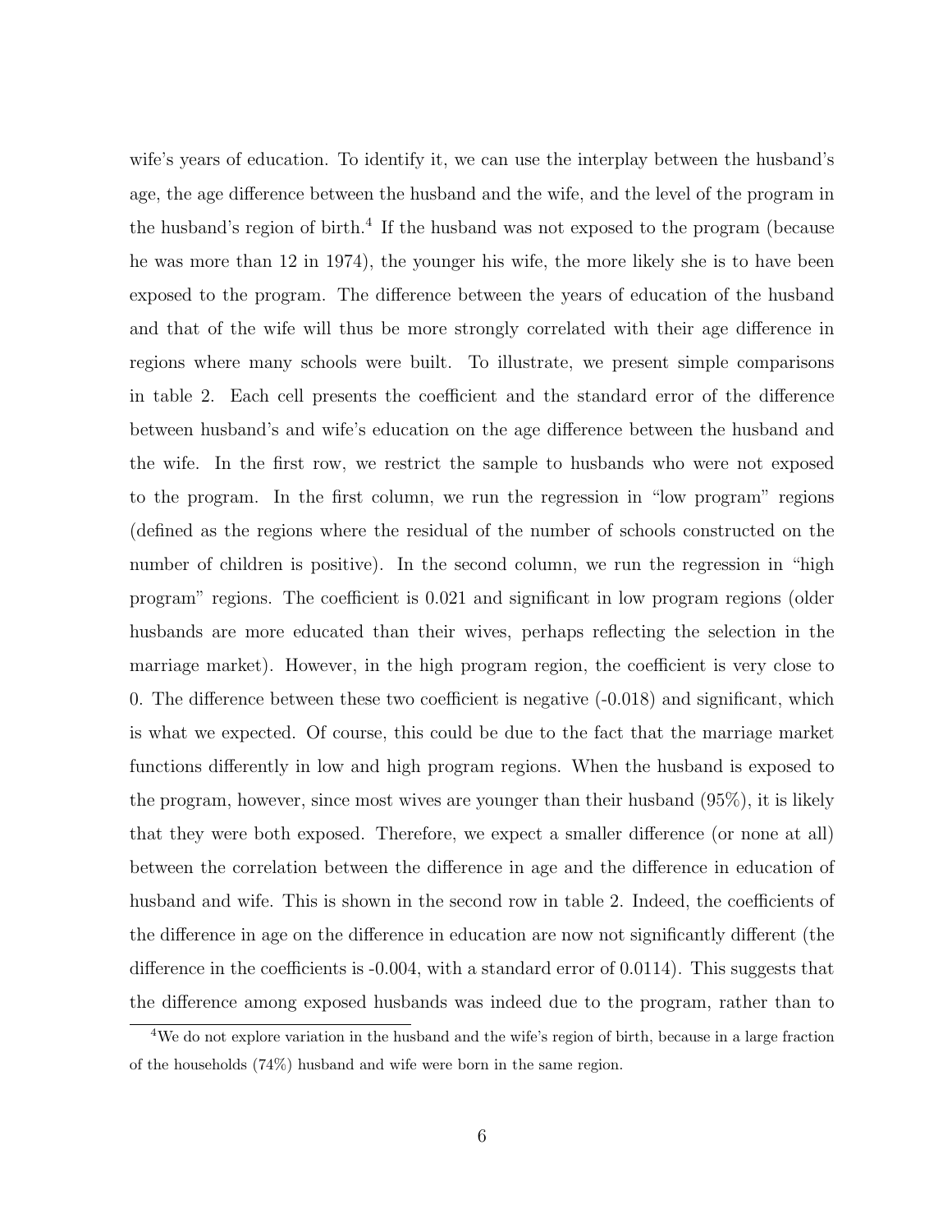wife's years of education. To identify it, we can use the interplay between the husband's age, the age difference between the husband and the wife, and the level of the program in the husband's region of birth.[4] If the husband was not exposed to the program (because he was more than 12 in 1974), the younger his wife, the more likely she is to have been exposed to the program. The difference between the years of education of the husband and that of the wife will thus be more strongly correlated with their age difference in regions where many schools were built. To illustrate, we present simple comparisons in table 2. Each cell presents the coefficient and the standard error of the difference between husband's and wife's education on the age difference between the husband and the wife. In the first row, we restrict the sample to husbands who were not exposed to the program. In the first column, we run the regression in "low program" regions (defined as the regions where the residual of the number of schools constructed on the number of children is positive). In the second column, we run the regression in "high program" regions. The coefficient is 0.021 and significant in low program regions (older husbands are more educated than their wives, perhaps reflecting the selection in the marriage market). However, in the high program region, the coefficient is very close to 0. The difference between these two coefficient is negative (-0.018) and significant, which is what we expected. Of course, this could be due to the fact that the marriage market functions differently in low and high program regions. When the husband is exposed to the program, however, since most wives are younger than their husband (95%), it is likely that they were both exposed. Therefore, we expect a smaller difference (or none at all) between the correlation between the difference in age and the difference in education of husband and wife. This is shown in the second row in table 2. Indeed, the coefficients of the difference in age on the difference in education are now not significantly different (the difference in the coefficients is -0.004, with a standard error of 0.0114). This suggests that the difference among exposed husbands was indeed due to the program, rather than to

[4] We do not explore variation in the husband and the wife's region of birth, because in a large fraction of the households (74%) husband and wife were born in the same region.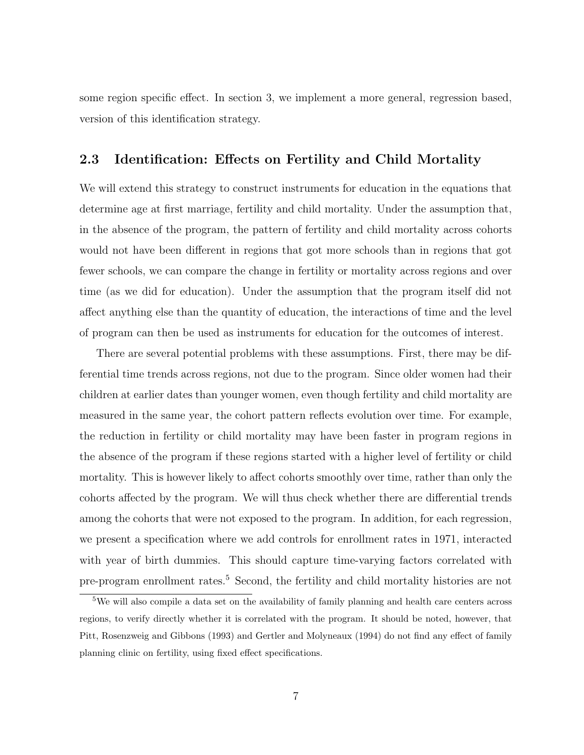some region specific effect. In section 3, we implement a more general, regression based, version of this identification strategy.

## 2.3 Identification: Effects on Fertility and Child Mortality

We will extend this strategy to construct instruments for education in the equations that determine age at first marriage, fertility and child mortality. Under the assumption that, in the absence of the program, the pattern of fertility and child mortality across cohorts would not have been different in regions that got more schools than in regions that got fewer schools, we can compare the change in fertility or mortality across regions and over time (as we did for education). Under the assumption that the program itself did not affect anything else than the quantity of education, the interactions of time and the level of program can then be used as instruments for education for the outcomes of interest.

There are several potential problems with these assumptions. First, there may be differential time trends across regions, not due to the program. Since older women had their children at earlier dates than younger women, even though fertility and child mortality are measured in the same year, the cohort pattern reflects evolution over time. For example, the reduction in fertility or child mortality may have been faster in program regions in the absence of the program if these regions started with a higher level of fertility or child mortality. This is however likely to affect cohorts smoothly over time, rather than only the cohorts affected by the program. We will thus check whether there are differential trends among the cohorts that were not exposed to the program. In addition, for each regression, we present a specification where we add controls for enrollment rates in 1971, interacted with year of birth dummies. This should capture time-varying factors correlated with pre-program enrollment rates.[5] Second, the fertility and child mortality histories are not

[5] We will also compile a data set on the availability of family planning and health care centers across regions, to verify directly whether it is correlated with the program. It should be noted, however, that Pitt, Rosenzweig and Gibbons (1993) and Gertler and Molyneaux (1994) do not find any effect of family planning clinic on fertility, using fixed effect specifications.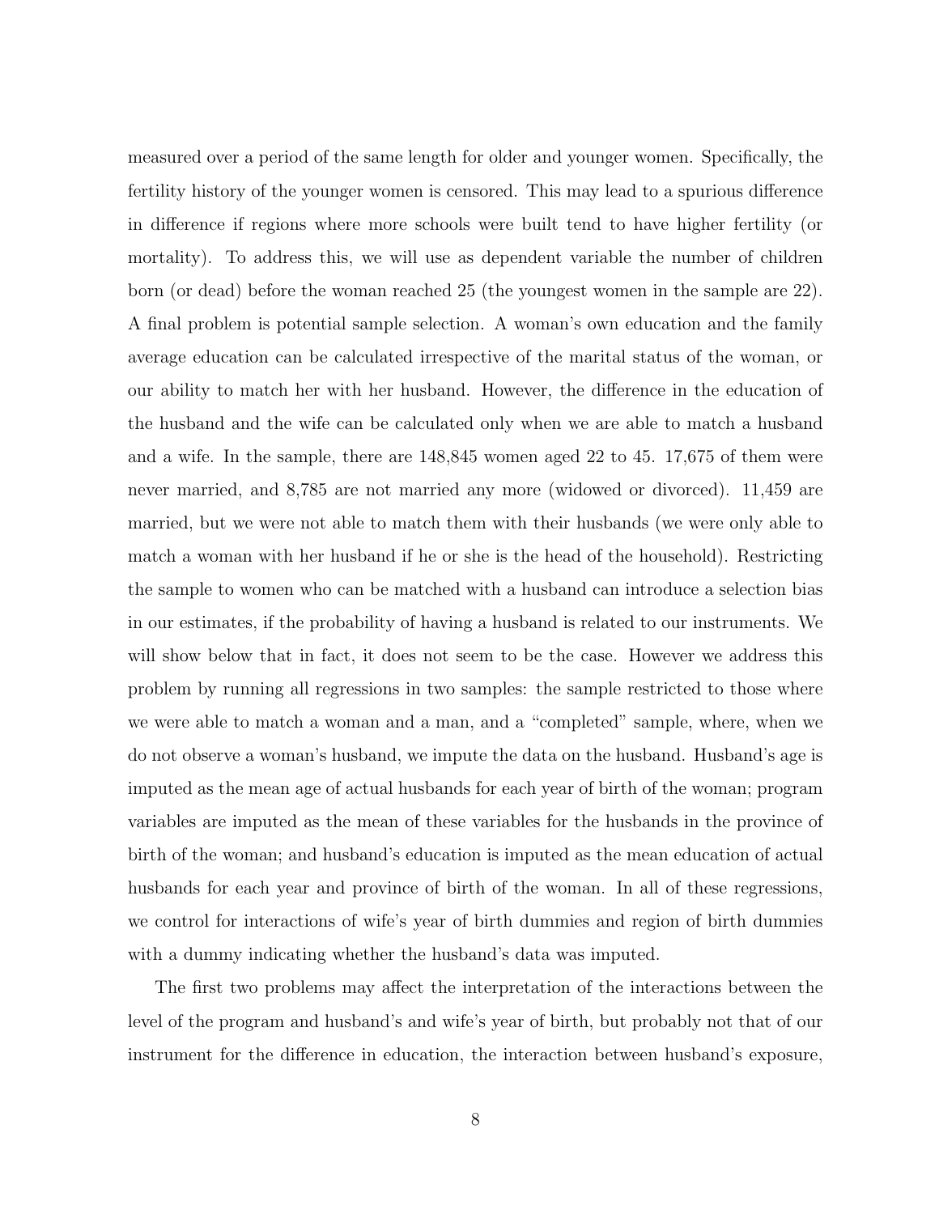measured over a period of the same length for older and younger women. Specifically, the fertility history of the younger women is censored. This may lead to a spurious difference in difference if regions where more schools were built tend to have higher fertility (or mortality). To address this, we will use as dependent variable the number of children born (or dead) before the woman reached 25 (the youngest women in the sample are 22). A final problem is potential sample selection. A woman's own education and the family average education can be calculated irrespective of the marital status of the woman, or our ability to match her with her husband. However, the difference in the education of the husband and the wife can be calculated only when we are able to match a husband and a wife. In the sample, there are 148,845 women aged 22 to 45. 17,675 of them were never married, and 8,785 are not married any more (widowed or divorced). 11,459 are married, but we were not able to match them with their husbands (we were only able to match a woman with her husband if he or she is the head of the household). Restricting the sample to women who can be matched with a husband can introduce a selection bias in our estimates, if the probability of having a husband is related to our instruments. We will show below that in fact, it does not seem to be the case. However we address this problem by running all regressions in two samples: the sample restricted to those where we were able to match a woman and a man, and a "completed" sample, where, when we do not observe a woman's husband, we impute the data on the husband. Husband's age is imputed as the mean age of actual husbands for each year of birth of the woman; program variables are imputed as the mean of these variables for the husbands in the province of birth of the woman; and husband's education is imputed as the mean education of actual husbands for each year and province of birth of the woman. In all of these regressions, we control for interactions of wife's year of birth dummies and region of birth dummies with a dummy indicating whether the husband's data was imputed.

The first two problems may affect the interpretation of the interactions between the level of the program and husband's and wife's year of birth, but probably not that of our instrument for the difference in education, the interaction between husband's exposure,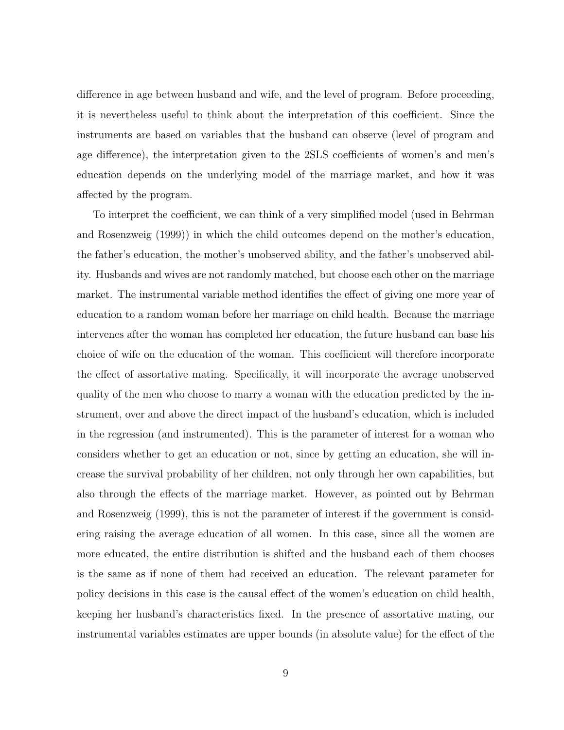difference in age between husband and wife, and the level of program. Before proceeding, it is nevertheless useful to think about the interpretation of this coefficient. Since the instruments are based on variables that the husband can observe (level of program and age difference), the interpretation given to the 2SLS coefficients of women's and men's education depends on the underlying model of the marriage market, and how it was affected by the program.

To interpret the coefficient, we can think of a very simplified model (used in Behrman and Rosenzweig (1999)) in which the child outcomes depend on the mother's education, the father's education, the mother's unobserved ability, and the father's unobserved ability. Husbands and wives are not randomly matched, but choose each other on the marriage market. The instrumental variable method identifies the effect of giving one more year of education to a random woman before her marriage on child health. Because the marriage intervenes after the woman has completed her education, the future husband can base his choice of wife on the education of the woman. This coefficient will therefore incorporate the effect of assortative mating. Specifically, it will incorporate the average unobserved quality of the men who choose to marry a woman with the education predicted by the instrument, over and above the direct impact of the husband's education, which is included in the regression (and instrumented). This is the parameter of interest for a woman who considers whether to get an education or not, since by getting an education, she will increase the survival probability of her children, not only through her own capabilities, but also through the effects of the marriage market. However, as pointed out by Behrman and Rosenzweig (1999), this is not the parameter of interest if the government is considering raising the average education of all women. In this case, since all the women are more educated, the entire distribution is shifted and the husband each of them chooses is the same as if none of them had received an education. The relevant parameter for policy decisions in this case is the causal effect of the women's education on child health, keeping her husband's characteristics fixed. In the presence of assortative mating, our instrumental variables estimates are upper bounds (in absolute value) for the effect of the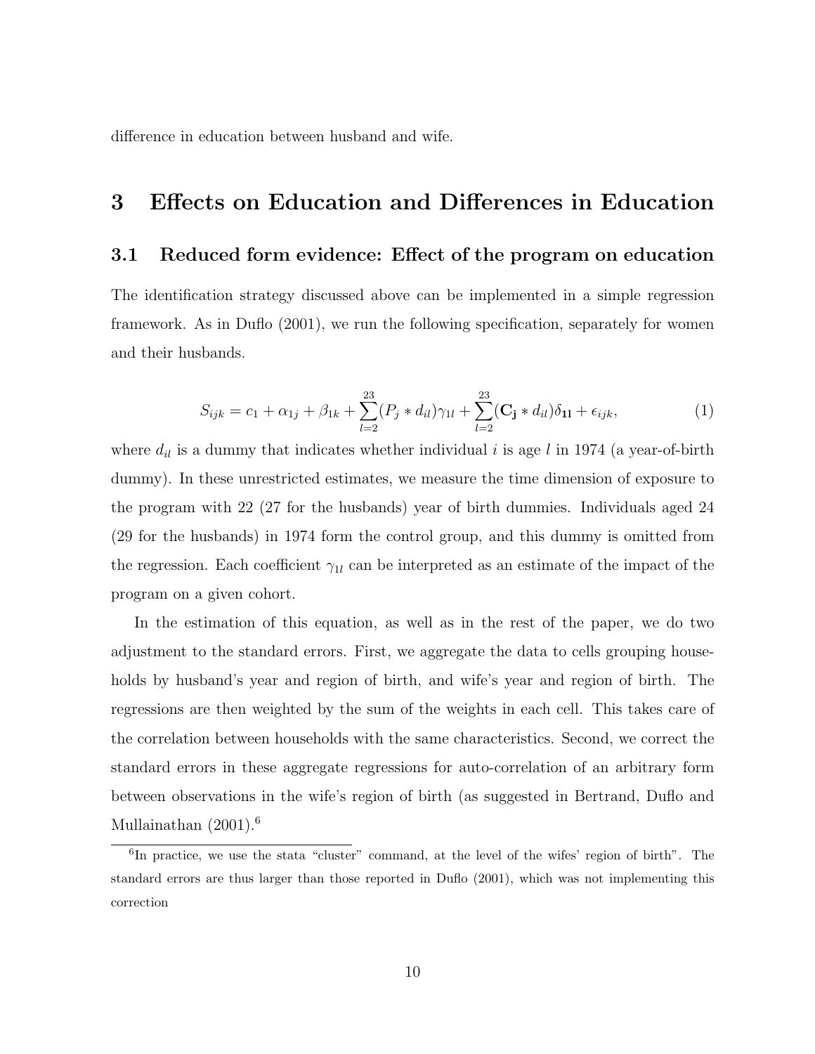difference in education between husband and wife.

# 3 Effects on Education and Differences in Education

## 3.1 Reduced form evidence: Effect of the program on education

The identification strategy discussed above can be implemented in a simple regression framework. As in Duflo (2001), we run the following specification, separately for women and their husbands.

$$S_{ijk} = c_1 + \alpha_{1j} + \beta_{1k} + \sum_{l=2}^{23}(P_j * d_{il})\gamma_{1l} + \sum_{l=2}^{23}(\mathbf{C_j} * d_{il})\delta_{\mathbf{1l}} + \epsilon_{ijk}, \tag{1}$$

where $d_{il}$ is a dummy that indicates whether individual $i$ is age $l$ in 1974 (a year-of-birth dummy). In these unrestricted estimates, we measure the time dimension of exposure to the program with 22 (27 for the husbands) year of birth dummies. Individuals aged 24 (29 for the husbands) in 1974 form the control group, and this dummy is omitted from the regression. Each coefficient $\gamma_{1l}$ can be interpreted as an estimate of the impact of the program on a given cohort.

In the estimation of this equation, as well as in the rest of the paper, we do two adjustment to the standard errors. First, we aggregate the data to cells grouping households by husband's year and region of birth, and wife's year and region of birth. The regressions are then weighted by the sum of the weights in each cell. This takes care of the correlation between households with the same characteristics. Second, we correct the standard errors in these aggregate regressions for auto-correlation of an arbitrary form between observations in the wife's region of birth (as suggested in Bertrand, Duflo and Mullainathan (2001).[6]

[6]In practice, we use the stata "cluster" command, at the level of the wifes' region of birth". The standard errors are thus larger than those reported in Duflo (2001), which was not implementing this correction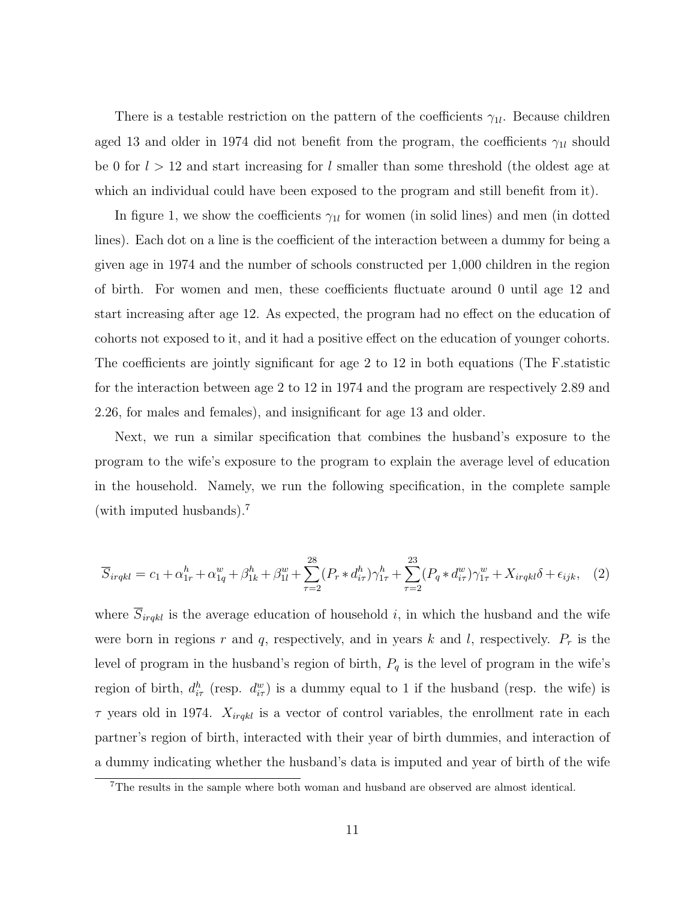There is a testable restriction on the pattern of the coefficients $\gamma_{1l}$. Because children aged 13 and older in 1974 did not benefit from the program, the coefficients $\gamma_{1l}$ should be 0 for $l > 12$ and start increasing for $l$ smaller than some threshold (the oldest age at which an individual could have been exposed to the program and still benefit from it).

In figure 1, we show the coefficients $\gamma_{1l}$ for women (in solid lines) and men (in dotted lines). Each dot on a line is the coefficient of the interaction between a dummy for being a given age in 1974 and the number of schools constructed per 1,000 children in the region of birth. For women and men, these coefficients fluctuate around 0 until age 12 and start increasing after age 12. As expected, the program had no effect on the education of cohorts not exposed to it, and it had a positive effect on the education of younger cohorts. The coefficients are jointly significant for age 2 to 12 in both equations (The F.statistic for the interaction between age 2 to 12 in 1974 and the program are respectively 2.89 and 2.26, for males and females), and insignificant for age 13 and older.

Next, we run a similar specification that combines the husband's exposure to the program to the wife's exposure to the program to explain the average level of education in the household. Namely, we run the following specification, in the complete sample (with imputed husbands).[7]

$$\overline{S}_{irqkl} = c_1 + \alpha^h_{1r} + \alpha^w_{1q} + \beta^h_{1k} + \beta^w_{1l} + \sum_{\tau=2}^{28} (P_r * d^h_{i\tau})\gamma^h_{1\tau} + \sum_{\tau=2}^{23} (P_q * d^w_{i\tau})\gamma^w_{1\tau} + X_{irqkl}\delta + \epsilon_{ijk}, \quad (2)$$

where $\overline{S}_{irqkl}$ is the average education of household $i$, in which the husband and the wife were born in regions $r$ and $q$, respectively, and in years $k$ and $l$, respectively. $P_r$ is the level of program in the husband's region of birth, $P_q$ is the level of program in the wife's region of birth, $d^h_{i\tau}$ (resp. $d^w_{i\tau}$) is a dummy equal to 1 if the husband (resp. the wife) is $\tau$ years old in 1974. $X_{irqkl}$ is a vector of control variables, the enrollment rate in each partner's region of birth, interacted with their year of birth dummies, and interaction of a dummy indicating whether the husband's data is imputed and year of birth of the wife

[7] The results in the sample where both woman and husband are observed are almost identical.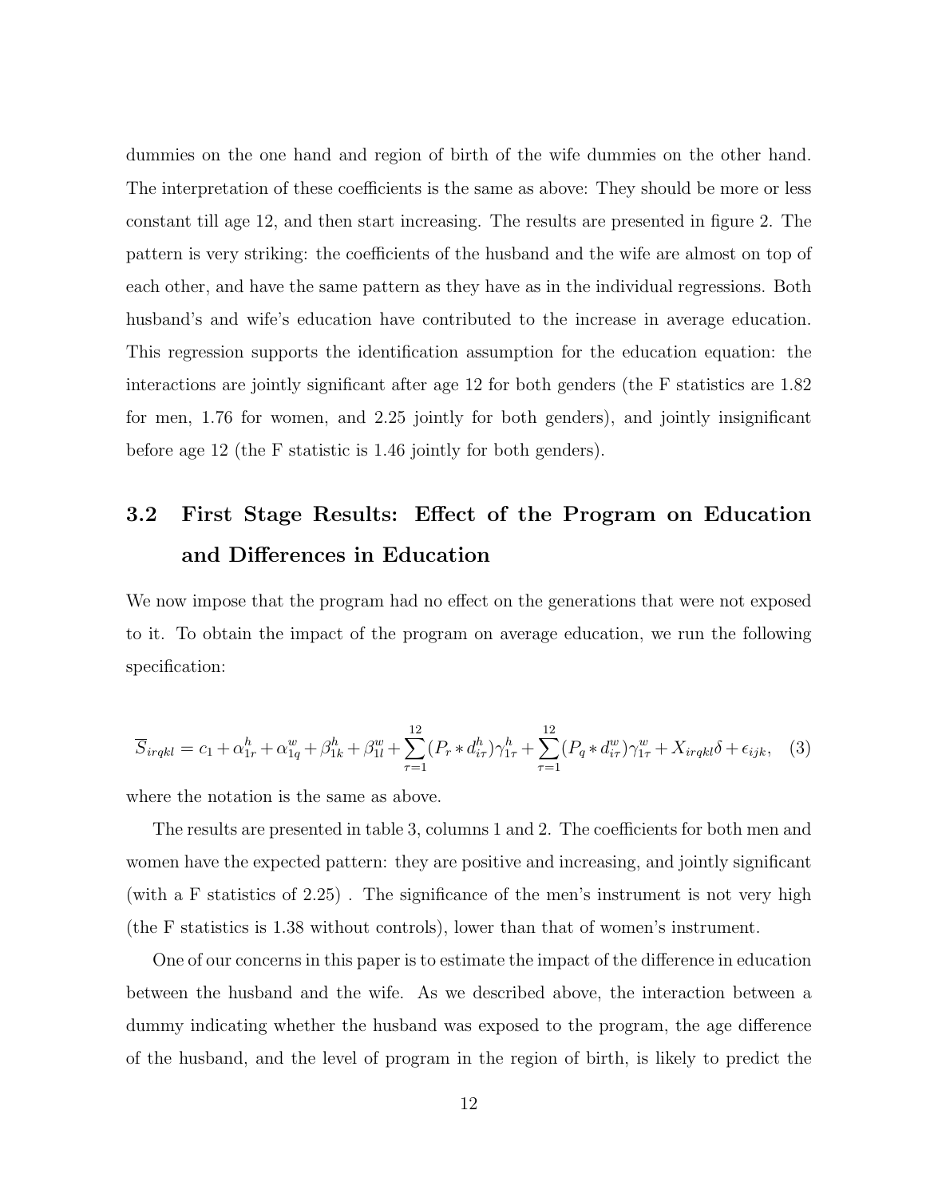dummies on the one hand and region of birth of the wife dummies on the other hand. The interpretation of these coefficients is the same as above: They should be more or less constant till age 12, and then start increasing. The results are presented in figure 2. The pattern is very striking: the coefficients of the husband and the wife are almost on top of each other, and have the same pattern as they have as in the individual regressions. Both husband's and wife's education have contributed to the increase in average education. This regression supports the identification assumption for the education equation: the interactions are jointly significant after age 12 for both genders (the F statistics are 1.82 for men, 1.76 for women, and 2.25 jointly for both genders), and jointly insignificant before age 12 (the F statistic is 1.46 jointly for both genders).

## 3.2 First Stage Results: Effect of the Program on Education and Differences in Education

We now impose that the program had no effect on the generations that were not exposed to it. To obtain the impact of the program on average education, we run the following specification:

$$\overline{S}_{irqkl} = c_1 + \alpha^h_{1r} + \alpha^w_{1q} + \beta^h_{1k} + \beta^w_{1l} + \sum_{\tau=1}^{12}(P_r * d^h_{i\tau})\gamma^h_{1\tau} + \sum_{\tau=1}^{12}(P_q * d^w_{i\tau})\gamma^w_{1\tau} + X_{irqkl}\delta + \epsilon_{ijk}, \quad (3)$$

where the notation is the same as above.

The results are presented in table 3, columns 1 and 2. The coefficients for both men and women have the expected pattern: they are positive and increasing, and jointly significant (with a F statistics of 2.25) . The significance of the men's instrument is not very high (the F statistics is 1.38 without controls), lower than that of women's instrument.

One of our concerns in this paper is to estimate the impact of the difference in education between the husband and the wife. As we described above, the interaction between a dummy indicating whether the husband was exposed to the program, the age difference of the husband, and the level of program in the region of birth, is likely to predict the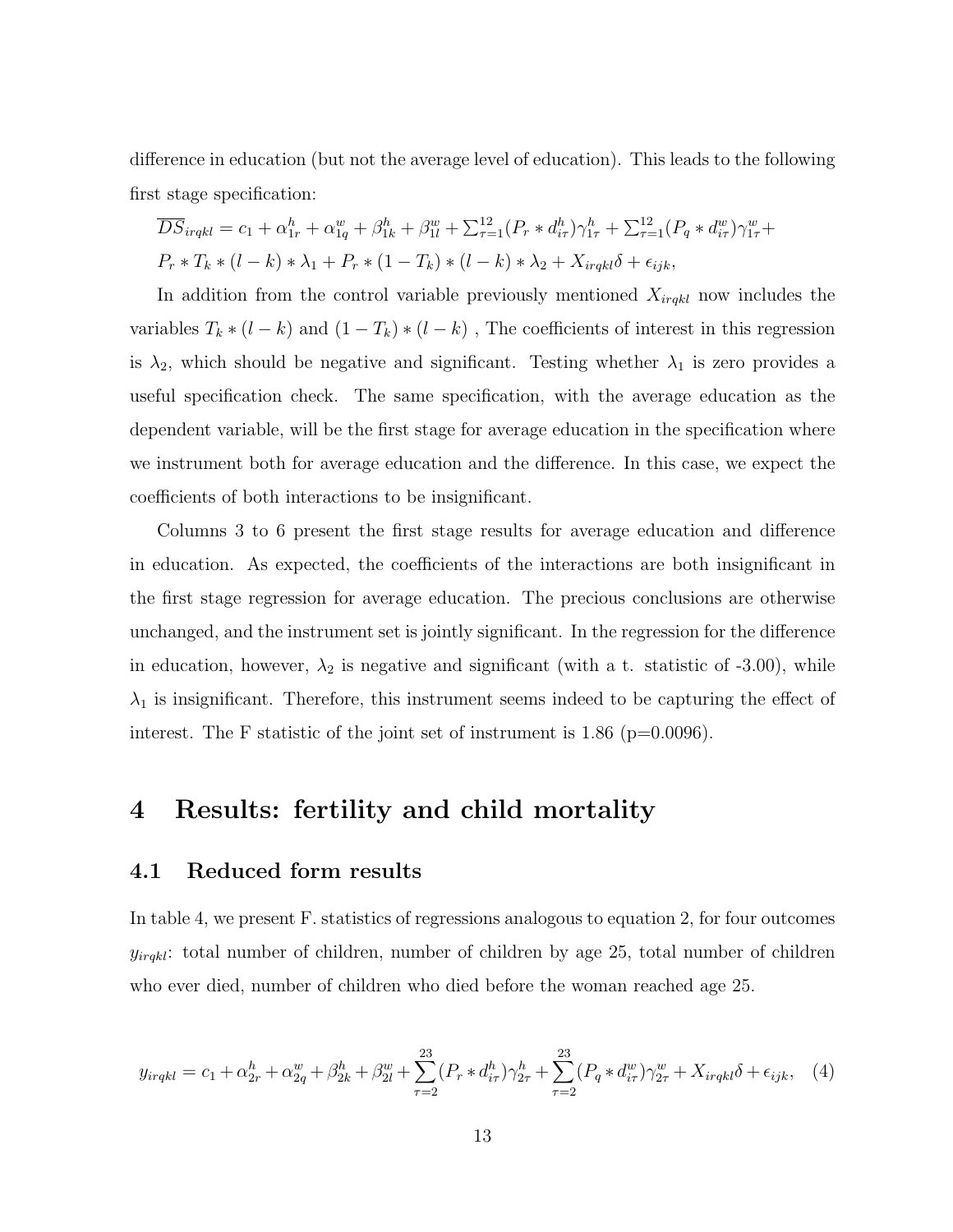difference in education (but not the average level of education). This leads to the following first stage specification:

$$\overline{DS}_{irqkl} = c_1 + \alpha^h_{1r} + \alpha^w_{1q} + \beta^h_{1k} + \beta^w_{1l} + \sum_{\tau=1}^{12}(P_r * d^h_{i\tau})\gamma^h_{1\tau} + \sum_{\tau=1}^{12}(P_q * d^w_{i\tau})\gamma^w_{1\tau} +$$
$$P_r * T_k * (l-k) * \lambda_1 + P_r * (1-T_k) * (l-k) * \lambda_2 + X_{irqkl}\delta + \epsilon_{ijk},$$

In addition from the control variable previously mentioned $X_{irqkl}$ now includes the variables $T_k * (l-k)$ and $(1-T_k) * (l-k)$ , The coefficients of interest in this regression is $\lambda_2$, which should be negative and significant. Testing whether $\lambda_1$ is zero provides a useful specification check. The same specification, with the average education as the dependent variable, will be the first stage for average education in the specification where we instrument both for average education and the difference. In this case, we expect the coefficients of both interactions to be insignificant.

Columns 3 to 6 present the first stage results for average education and difference in education. As expected, the coefficients of the interactions are both insignificant in the first stage regression for average education. The precious conclusions are otherwise unchanged, and the instrument set is jointly significant. In the regression for the difference in education, however, $\lambda_2$ is negative and significant (with a t. statistic of -3.00), while $\lambda_1$ is insignificant. Therefore, this instrument seems indeed to be capturing the effect of interest. The F statistic of the joint set of instrument is 1.86 (p=0.0096).

# 4 Results: fertility and child mortality

## 4.1 Reduced form results

In table 4, we present F. statistics of regressions analogous to equation 2, for four outcomes $y_{irqkl}$: total number of children, number of children by age 25, total number of children who ever died, number of children who died before the woman reached age 25.

$$y_{irqkl} = c_1 + \alpha^h_{2r} + \alpha^w_{2q} + \beta^h_{2k} + \beta^w_{2l} + \sum_{\tau=2}^{23}(P_r * d^h_{i\tau})\gamma^h_{2\tau} + \sum_{\tau=2}^{23}(P_q * d^w_{i\tau})\gamma^w_{2\tau} + X_{irqkl}\delta + \epsilon_{ijk}, \quad (4)$$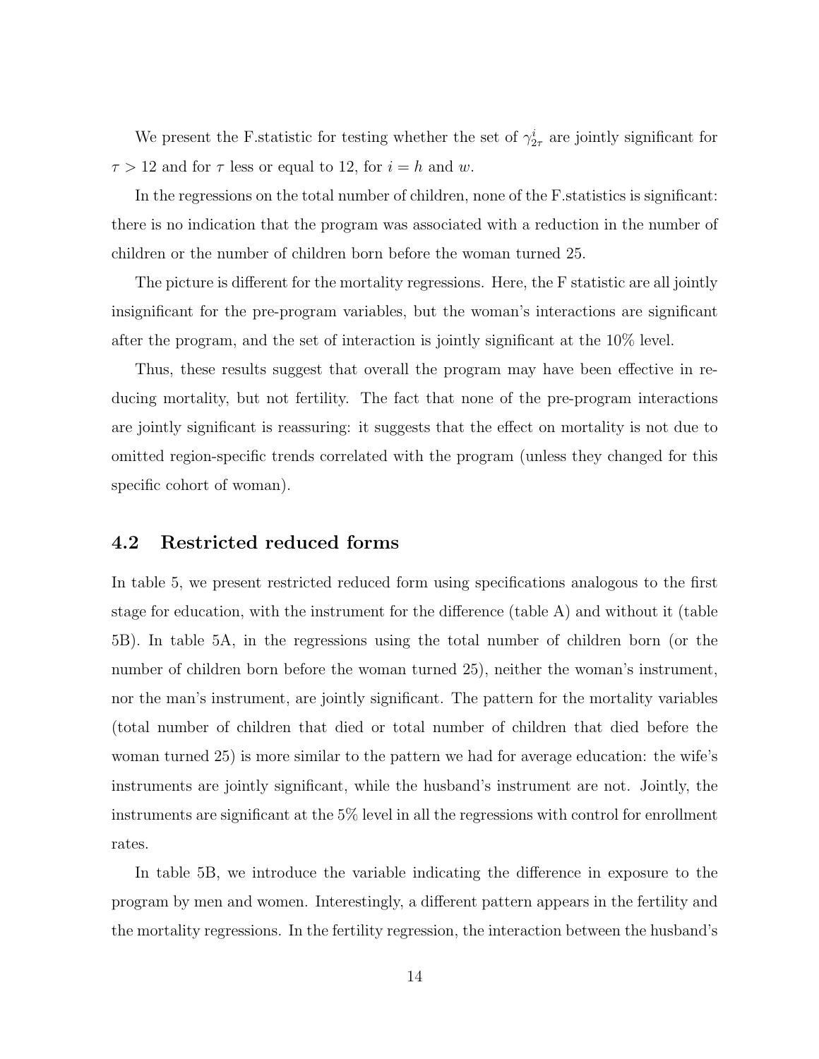We present the F.statistic for testing whether the set of $\gamma^i_{2\tau}$ are jointly significant for $\tau > 12$ and for $\tau$ less or equal to 12, for $i = h$ and $w$.

In the regressions on the total number of children, none of the F.statistics is significant: there is no indication that the program was associated with a reduction in the number of children or the number of children born before the woman turned 25.

The picture is different for the mortality regressions. Here, the F statistic are all jointly insignificant for the pre-program variables, but the woman's interactions are significant after the program, and the set of interaction is jointly significant at the 10% level.

Thus, these results suggest that overall the program may have been effective in reducing mortality, but not fertility. The fact that none of the pre-program interactions are jointly significant is reassuring: it suggests that the effect on mortality is not due to omitted region-specific trends correlated with the program (unless they changed for this specific cohort of woman).

## 4.2 Restricted reduced forms

In table 5, we present restricted reduced form using specifications analogous to the first stage for education, with the instrument for the difference (table A) and without it (table 5B). In table 5A, in the regressions using the total number of children born (or the number of children born before the woman turned 25), neither the woman's instrument, nor the man's instrument, are jointly significant. The pattern for the mortality variables (total number of children that died or total number of children that died before the woman turned 25) is more similar to the pattern we had for average education: the wife's instruments are jointly significant, while the husband's instrument are not. Jointly, the instruments are significant at the 5% level in all the regressions with control for enrollment rates.

In table 5B, we introduce the variable indicating the difference in exposure to the program by men and women. Interestingly, a different pattern appears in the fertility and the mortality regressions. In the fertility regression, the interaction between the husband's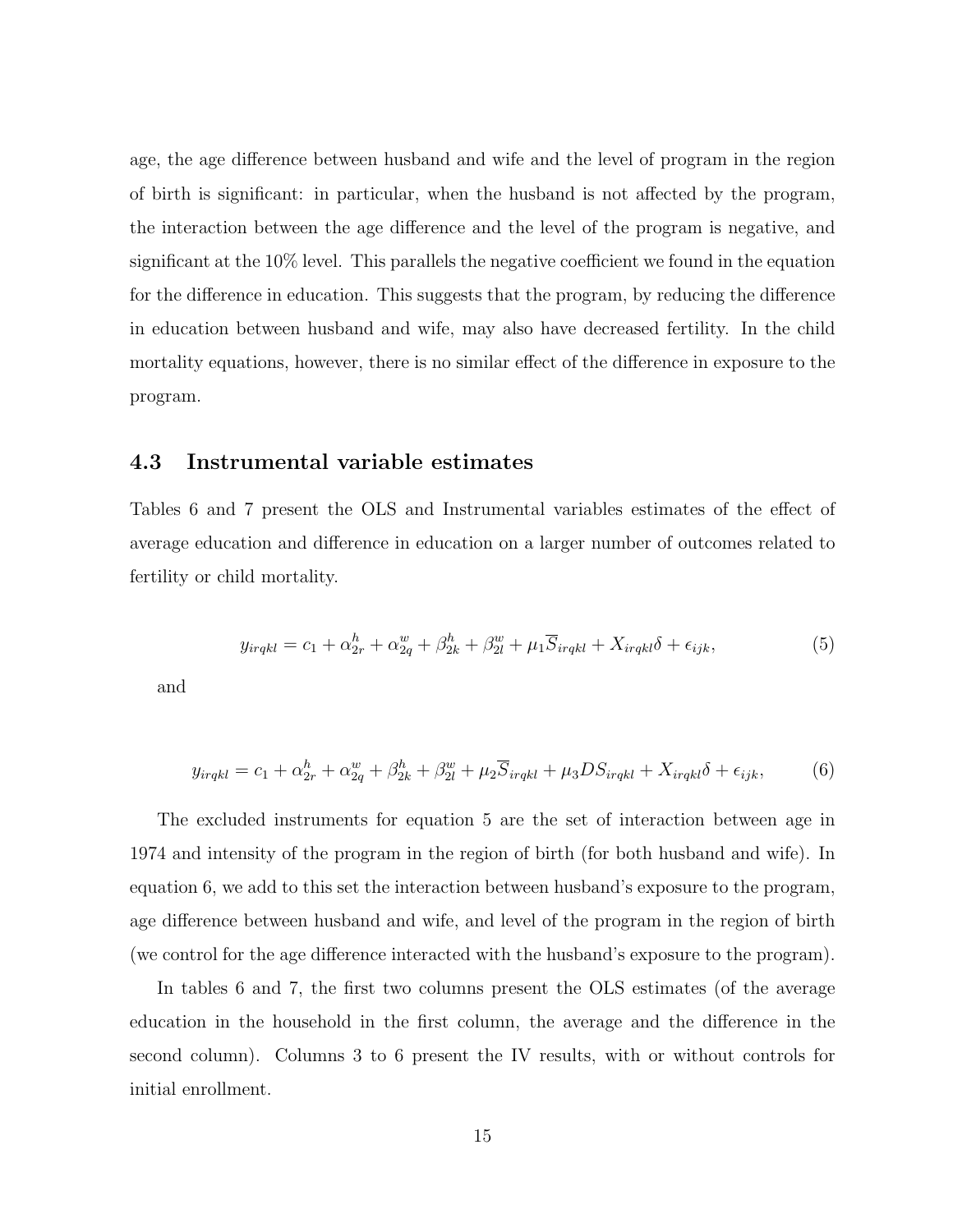age, the age difference between husband and wife and the level of program in the region of birth is significant: in particular, when the husband is not affected by the program, the interaction between the age difference and the level of the program is negative, and significant at the 10% level. This parallels the negative coefficient we found in the equation for the difference in education. This suggests that the program, by reducing the difference in education between husband and wife, may also have decreased fertility. In the child mortality equations, however, there is no similar effect of the difference in exposure to the program.

### 4.3 Instrumental variable estimates

Tables 6 and 7 present the OLS and Instrumental variables estimates of the effect of average education and difference in education on a larger number of outcomes related to fertility or child mortality.

$$y_{irqkl} = c_1 + \alpha^h_{2r} + \alpha^w_{2q} + \beta^h_{2k} + \beta^w_{2l} + \mu_1 \overline{S}_{irqkl} + X_{irqkl}\delta + \epsilon_{ijk}, \tag{5}$$

and

$$y_{irqkl} = c_1 + \alpha^h_{2r} + \alpha^w_{2q} + \beta^h_{2k} + \beta^w_{2l} + \mu_2 \overline{S}_{irqkl} + \mu_3 DS_{irqkl} + X_{irqkl}\delta + \epsilon_{ijk}, \tag{6}$$

The excluded instruments for equation 5 are the set of interaction between age in 1974 and intensity of the program in the region of birth (for both husband and wife). In equation 6, we add to this set the interaction between husband's exposure to the program, age difference between husband and wife, and level of the program in the region of birth (we control for the age difference interacted with the husband's exposure to the program).

In tables 6 and 7, the first two columns present the OLS estimates (of the average education in the household in the first column, the average and the difference in the second column). Columns 3 to 6 present the IV results, with or without controls for initial enrollment.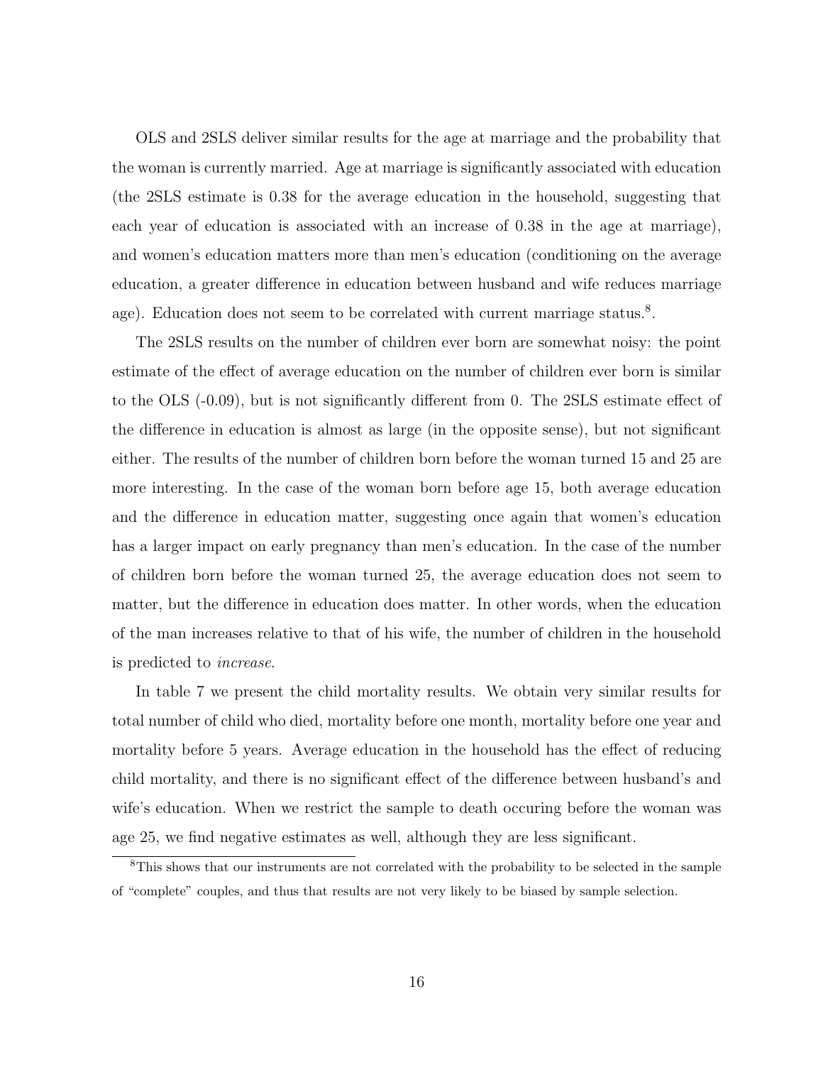OLS and 2SLS deliver similar results for the age at marriage and the probability that the woman is currently married. Age at marriage is significantly associated with education (the 2SLS estimate is 0.38 for the average education in the household, suggesting that each year of education is associated with an increase of 0.38 in the age at marriage), and women's education matters more than men's education (conditioning on the average education, a greater difference in education between husband and wife reduces marriage age). Education does not seem to be correlated with current marriage status.[8].

The 2SLS results on the number of children ever born are somewhat noisy: the point estimate of the effect of average education on the number of children ever born is similar to the OLS (-0.09), but is not significantly different from 0. The 2SLS estimate effect of the difference in education is almost as large (in the opposite sense), but not significant either. The results of the number of children born before the woman turned 15 and 25 are more interesting. In the case of the woman born before age 15, both average education and the difference in education matter, suggesting once again that women's education has a larger impact on early pregnancy than men's education. In the case of the number of children born before the woman turned 25, the average education does not seem to matter, but the difference in education does matter. In other words, when the education of the man increases relative to that of his wife, the number of children in the household is predicted to *increase*.

In table 7 we present the child mortality results. We obtain very similar results for total number of child who died, mortality before one month, mortality before one year and mortality before 5 years. Average education in the household has the effect of reducing child mortality, and there is no significant effect of the difference between husband's and wife's education. When we restrict the sample to death occuring before the woman was age 25, we find negative estimates as well, although they are less significant.

[8] This shows that our instruments are not correlated with the probability to be selected in the sample of "complete" couples, and thus that results are not very likely to be biased by sample selection.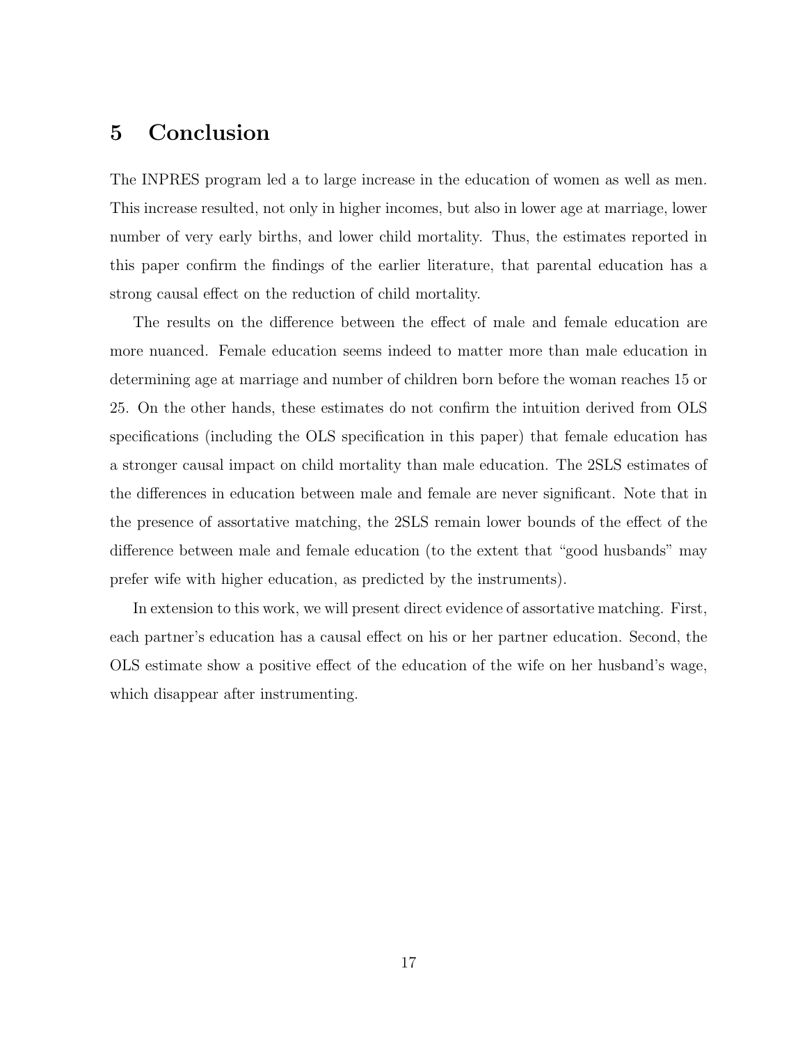# 5 Conclusion

The INPRES program led a to large increase in the education of women as well as men. This increase resulted, not only in higher incomes, but also in lower age at marriage, lower number of very early births, and lower child mortality. Thus, the estimates reported in this paper confirm the findings of the earlier literature, that parental education has a strong causal effect on the reduction of child mortality.

The results on the difference between the effect of male and female education are more nuanced. Female education seems indeed to matter more than male education in determining age at marriage and number of children born before the woman reaches 15 or 25. On the other hands, these estimates do not confirm the intuition derived from OLS specifications (including the OLS specification in this paper) that female education has a stronger causal impact on child mortality than male education. The 2SLS estimates of the differences in education between male and female are never significant. Note that in the presence of assortative matching, the 2SLS remain lower bounds of the effect of the difference between male and female education (to the extent that "good husbands" may prefer wife with higher education, as predicted by the instruments).

In extension to this work, we will present direct evidence of assortative matching. First, each partner's education has a causal effect on his or her partner education. Second, the OLS estimate show a positive effect of the education of the wife on her husband's wage, which disappear after instrumenting.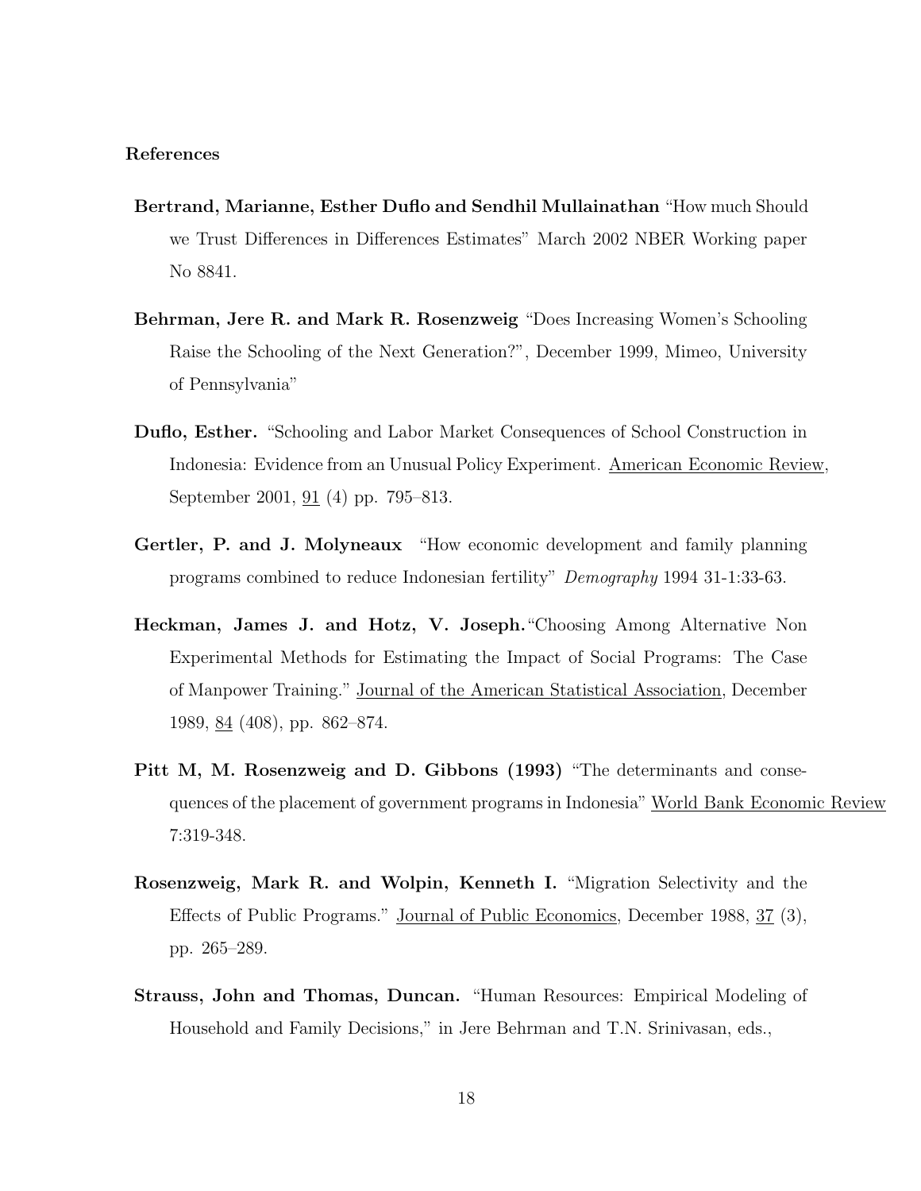**References**

**Bertrand, Marianne, Esther Duflo and Sendhil Mullainathan** "How much Should we Trust Differences in Differences Estimates" March 2002 NBER Working paper No 8841.

**Behrman, Jere R. and Mark R. Rosenzweig** "Does Increasing Women's Schooling Raise the Schooling of the Next Generation?", December 1999, Mimeo, University of Pennsylvania"

**Duflo, Esther.** "Schooling and Labor Market Consequences of School Construction in Indonesia: Evidence from an Unusual Policy Experiment. American Economic Review, September 2001, 91 (4) pp. 795–813.

**Gertler, P. and J. Molyneaux** "How economic development and family planning programs combined to reduce Indonesian fertility" *Demography* 1994 31-1:33-63.

**Heckman, James J. and Hotz, V. Joseph.** "Choosing Among Alternative Non Experimental Methods for Estimating the Impact of Social Programs: The Case of Manpower Training." Journal of the American Statistical Association, December 1989, 84 (408), pp. 862–874.

**Pitt M, M. Rosenzweig and D. Gibbons (1993)** "The determinants and consequences of the placement of government programs in Indonesia" World Bank Economic Review 7:319-348.

**Rosenzweig, Mark R. and Wolpin, Kenneth I.** "Migration Selectivity and the Effects of Public Programs." Journal of Public Economics, December 1988, 37 (3), pp. 265–289.

**Strauss, John and Thomas, Duncan.** "Human Resources: Empirical Modeling of Household and Family Decisions," in Jere Behrman and T.N. Srinivasan, eds.,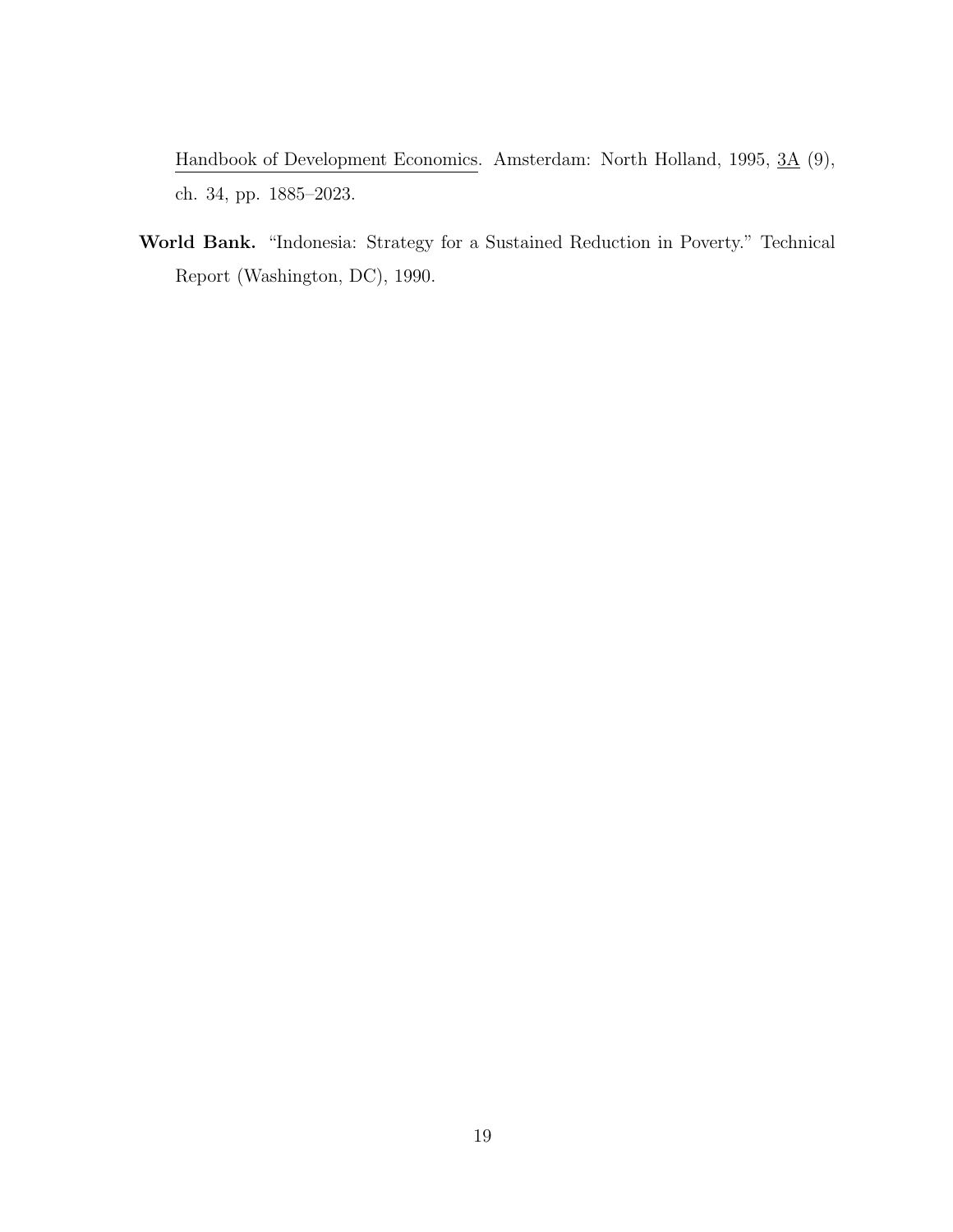Handbook of Development Economics. Amsterdam: North Holland, 1995, 3A (9), ch. 34, pp. 1885–2023.

**World Bank.** "Indonesia: Strategy for a Sustained Reduction in Poverty." Technical Report (Washington, DC), 1990.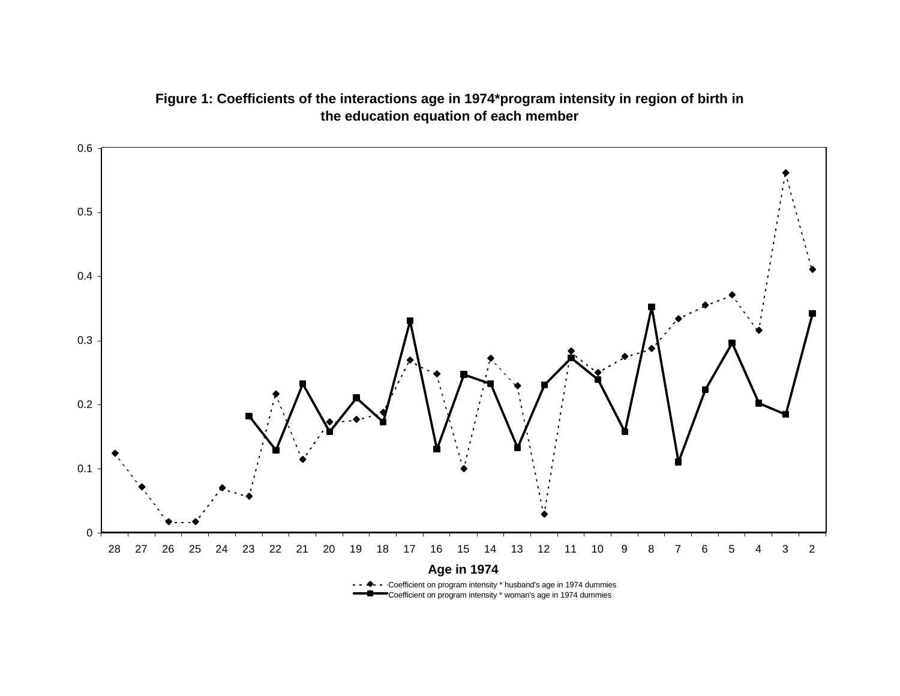**Figure 1: Coefficients of the interactions age in 1974*program intensity in region of birth in the education equation of each member**

0.6

0.5

0.4

0.3

0.2

0.1

0

28 27 26 25 24 23 22 21 20 19 18 17 16 15 14 13 12 11 10 9 8 7 6 5 4 3 2

**Age in 1974**

Coefficient on program intensity * husband's age in 1974 dummies

Coefficient on program intensity * woman's age in 1974 dummies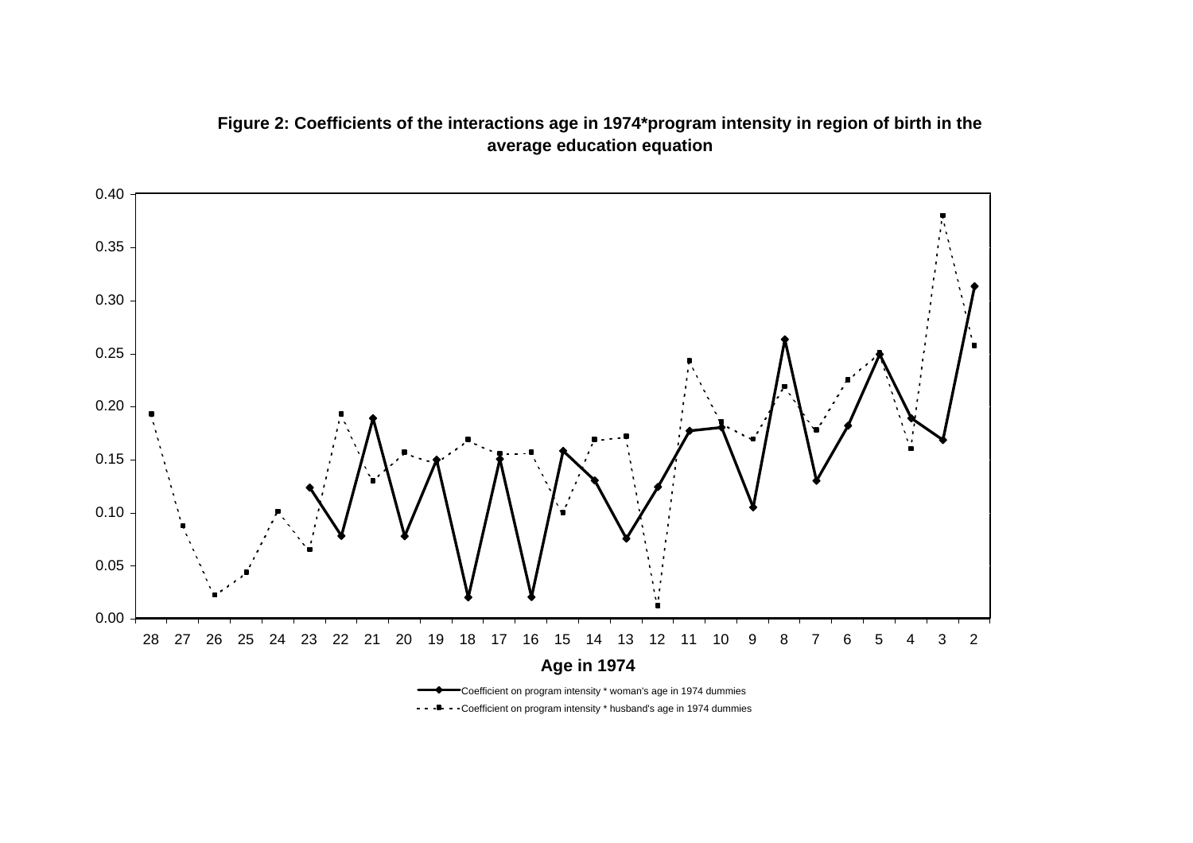**Figure 2: Coefficients of the interactions age in 1974*program intensity in region of birth in the average education equation**

0.40
0.35
0.30
0.25
0.20
0.15
0.10
0.05
0.00

28 27 26 25 24 23 22 21 20 19 18 17 16 15 14 13 12 11 10 9 8 7 6 5 4 3 2

**Age in 1974**

Coefficient on program intensity * woman's age in 1974 dummies

Coefficient on program intensity * husband's age in 1974 dummies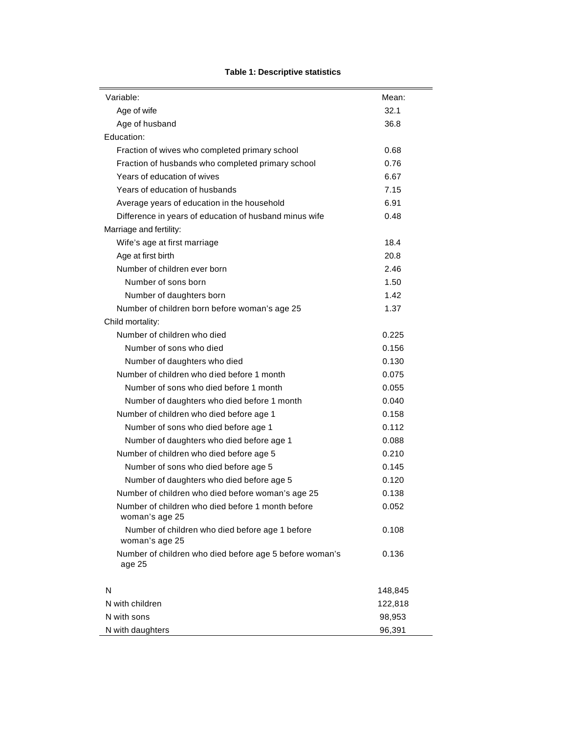**Table 1: Descriptive statistics**

| Variable: | Mean: |
|---|---|
| Age of wife | 32.1 |
| Age of husband | 36.8 |
| Education: | |
| Fraction of wives who completed primary school | 0.68 |
| Fraction of husbands who completed primary school | 0.76 |
| Years of education of wives | 6.67 |
| Years of education of husbands | 7.15 |
| Average years of education in the household | 6.91 |
| Difference in years of education of husband minus wife | 0.48 |
| Marriage and fertility: | |
| Wife's age at first marriage | 18.4 |
| Age at first birth | 20.8 |
| Number of children ever born | 2.46 |
| Number of sons born | 1.50 |
| Number of daughters born | 1.42 |
| Number of children born before woman's age 25 | 1.37 |
| Child mortality: | |
| Number of children who died | 0.225 |
| Number of sons who died | 0.156 |
| Number of daughters who died | 0.130 |
| Number of children who died before 1 month | 0.075 |
| Number of sons who died before 1 month | 0.055 |
| Number of daughters who died before 1 month | 0.040 |
| Number of children who died before age 1 | 0.158 |
| Number of sons who died before age 1 | 0.112 |
| Number of daughters who died before age 1 | 0.088 |
| Number of children who died before age 5 | 0.210 |
| Number of sons who died before age 5 | 0.145 |
| Number of daughters who died before age 5 | 0.120 |
| Number of children who died before woman's age 25 | 0.138 |
| Number of children who died before 1 month before woman's age 25 | 0.052 |
| Number of children who died before age 1 before woman's age 25 | 0.108 |
| Number of children who died before age 5 before woman's age 25 | 0.136 |
| | |
| N | 148,845 |
| N with children | 122,818 |
| N with sons | 98,953 |
| N with daughters | 96,391 |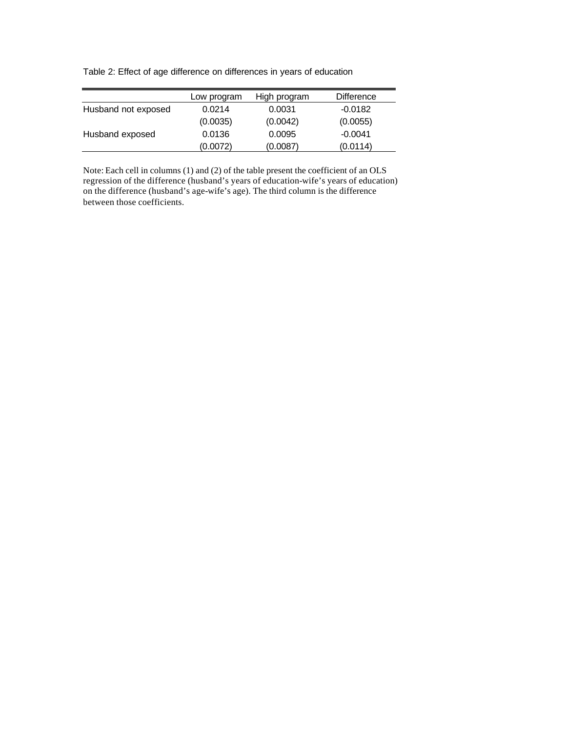Table 2: Effect of age difference on differences in years of education

| | Low program | High program | Difference |
|---|---|---|---|
| Husband not exposed | 0.0214 | 0.0031 | -0.0182 |
| | (0.0035) | (0.0042) | (0.0055) |
| Husband exposed | 0.0136 | 0.0095 | -0.0041 |
| | (0.0072) | (0.0087) | (0.0114) |

Note: Each cell in columns (1) and (2) of the table present the coefficient of an OLS regression of the difference (husband's years of education-wife's years of education) on the difference (husband's age-wife's age). The third column is the difference between those coefficients.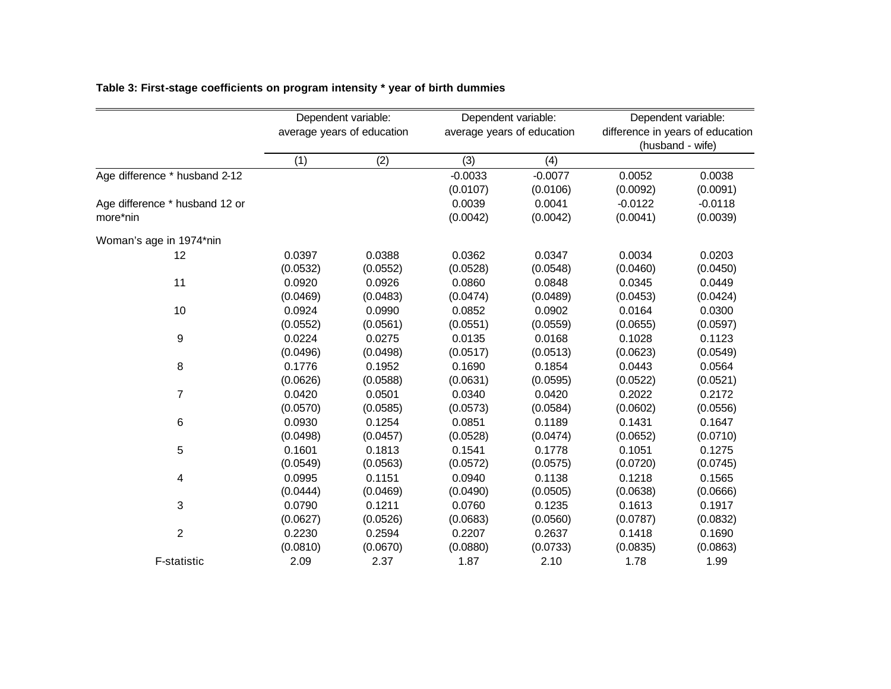**Table 3: First-stage coefficients on program intensity * year of birth dummies**

| | Dependent variable: average years of education | | Dependent variable: average years of education | | Dependent variable: difference in years of education (husband - wife) | |
|---|---|---|---|---|---|---|
| | (1) | (2) | (3) | (4) | | |
| Age difference * husband 2-12 | | | -0.0033 | -0.0077 | 0.0052 | 0.0038 |
| | | | (0.0107) | (0.0106) | (0.0092) | (0.0091) |
| Age difference * husband 12 or more*nin | | | 0.0039 | 0.0041 | -0.0122 | -0.0118 |
| | | | (0.0042) | (0.0042) | (0.0041) | (0.0039) |
| Woman's age in 1974*nin | | | | | | |
| 12 | 0.0397 | 0.0388 | 0.0362 | 0.0347 | 0.0034 | 0.0203 |
| | (0.0532) | (0.0552) | (0.0528) | (0.0548) | (0.0460) | (0.0450) |
| 11 | 0.0920 | 0.0926 | 0.0860 | 0.0848 | 0.0345 | 0.0449 |
| | (0.0469) | (0.0483) | (0.0474) | (0.0489) | (0.0453) | (0.0424) |
| 10 | 0.0924 | 0.0990 | 0.0852 | 0.0902 | 0.0164 | 0.0300 |
| | (0.0552) | (0.0561) | (0.0551) | (0.0559) | (0.0655) | (0.0597) |
| 9 | 0.0224 | 0.0275 | 0.0135 | 0.0168 | 0.1028 | 0.1123 |
| | (0.0496) | (0.0498) | (0.0517) | (0.0513) | (0.0623) | (0.0549) |
| 8 | 0.1776 | 0.1952 | 0.1690 | 0.1854 | 0.0443 | 0.0564 |
| | (0.0626) | (0.0588) | (0.0631) | (0.0595) | (0.0522) | (0.0521) |
| 7 | 0.0420 | 0.0501 | 0.0340 | 0.0420 | 0.2022 | 0.2172 |
| | (0.0570) | (0.0585) | (0.0573) | (0.0584) | (0.0602) | (0.0556) |
| 6 | 0.0930 | 0.1254 | 0.0851 | 0.1189 | 0.1431 | 0.1647 |
| | (0.0498) | (0.0457) | (0.0528) | (0.0474) | (0.0652) | (0.0710) |
| 5 | 0.1601 | 0.1813 | 0.1541 | 0.1778 | 0.1051 | 0.1275 |
| | (0.0549) | (0.0563) | (0.0572) | (0.0575) | (0.0720) | (0.0745) |
| 4 | 0.0995 | 0.1151 | 0.0940 | 0.1138 | 0.1218 | 0.1565 |
| | (0.0444) | (0.0469) | (0.0490) | (0.0505) | (0.0638) | (0.0666) |
| 3 | 0.0790 | 0.1211 | 0.0760 | 0.1235 | 0.1613 | 0.1917 |
| | (0.0627) | (0.0526) | (0.0683) | (0.0560) | (0.0787) | (0.0832) |
| 2 | 0.2230 | 0.2594 | 0.2207 | 0.2637 | 0.1418 | 0.1690 |
| | (0.0810) | (0.0670) | (0.0880) | (0.0733) | (0.0835) | (0.0863) |
| F-statistic | 2.09 | 2.37 | 1.87 | 2.10 | 1.78 | 1.99 |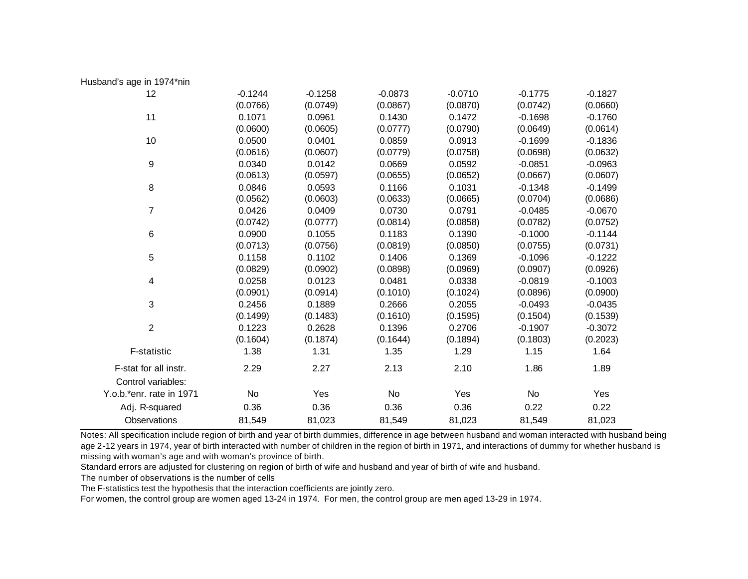| Husband's age in 1974*nin | | | | | | |
|---|---|---|---|---|---|---|
| 12 | -0.1244 | -0.1258 | -0.0873 | -0.0710 | -0.1775 | -0.1827 |
| | (0.0766) | (0.0749) | (0.0867) | (0.0870) | (0.0742) | (0.0660) |
| 11 | 0.1071 | 0.0961 | 0.1430 | 0.1472 | -0.1698 | -0.1760 |
| | (0.0600) | (0.0605) | (0.0777) | (0.0790) | (0.0649) | (0.0614) |
| 10 | 0.0500 | 0.0401 | 0.0859 | 0.0913 | -0.1699 | -0.1836 |
| | (0.0616) | (0.0607) | (0.0779) | (0.0758) | (0.0698) | (0.0632) |
| 9 | 0.0340 | 0.0142 | 0.0669 | 0.0592 | -0.0851 | -0.0963 |
| | (0.0613) | (0.0597) | (0.0655) | (0.0652) | (0.0667) | (0.0607) |
| 8 | 0.0846 | 0.0593 | 0.1166 | 0.1031 | -0.1348 | -0.1499 |
| | (0.0562) | (0.0603) | (0.0633) | (0.0665) | (0.0704) | (0.0686) |
| 7 | 0.0426 | 0.0409 | 0.0730 | 0.0791 | -0.0485 | -0.0670 |
| | (0.0742) | (0.0777) | (0.0814) | (0.0858) | (0.0782) | (0.0752) |
| 6 | 0.0900 | 0.1055 | 0.1183 | 0.1390 | -0.1000 | -0.1144 |
| | (0.0713) | (0.0756) | (0.0819) | (0.0850) | (0.0755) | (0.0731) |
| 5 | 0.1158 | 0.1102 | 0.1406 | 0.1369 | -0.1096 | -0.1222 |
| | (0.0829) | (0.0902) | (0.0898) | (0.0969) | (0.0907) | (0.0926) |
| 4 | 0.0258 | 0.0123 | 0.0481 | 0.0338 | -0.0819 | -0.1003 |
| | (0.0901) | (0.0914) | (0.1010) | (0.1024) | (0.0896) | (0.0900) |
| 3 | 0.2456 | 0.1889 | 0.2666 | 0.2055 | -0.0493 | -0.0435 |
| | (0.1499) | (0.1483) | (0.1610) | (0.1595) | (0.1504) | (0.1539) |
| 2 | 0.1223 | 0.2628 | 0.1396 | 0.2706 | -0.1907 | -0.3072 |
| | (0.1604) | (0.1874) | (0.1644) | (0.1894) | (0.1803) | (0.2023) |
| F-statistic | 1.38 | 1.31 | 1.35 | 1.29 | 1.15 | 1.64 |
| F-stat for all instr. | 2.29 | 2.27 | 2.13 | 2.10 | 1.86 | 1.89 |
| Control variables: | | | | | | |
| Y.o.b.*enr. rate in 1971 | No | Yes | No | Yes | No | Yes |
| Adj. R-squared | 0.36 | 0.36 | 0.36 | 0.36 | 0.22 | 0.22 |
| Observations | 81,549 | 81,023 | 81,549 | 81,023 | 81,549 | 81,023 |

Notes: All specification include region of birth and year of birth dummies, difference in age between husband and woman interacted with husband being age 2-12 years in 1974, year of birth interacted with number of children in the region of birth in 1971, and interactions of dummy for whether husband is missing with woman's age and with woman's province of birth.

Standard errors are adjusted for clustering on region of birth of wife and husband and year of birth of wife and husband.

The number of observations is the number of cells

The F-statistics test the hypothesis that the interaction coefficients are jointly zero.

For women, the control group are women aged 13-24 in 1974. For men, the control group are men aged 13-29 in 1974.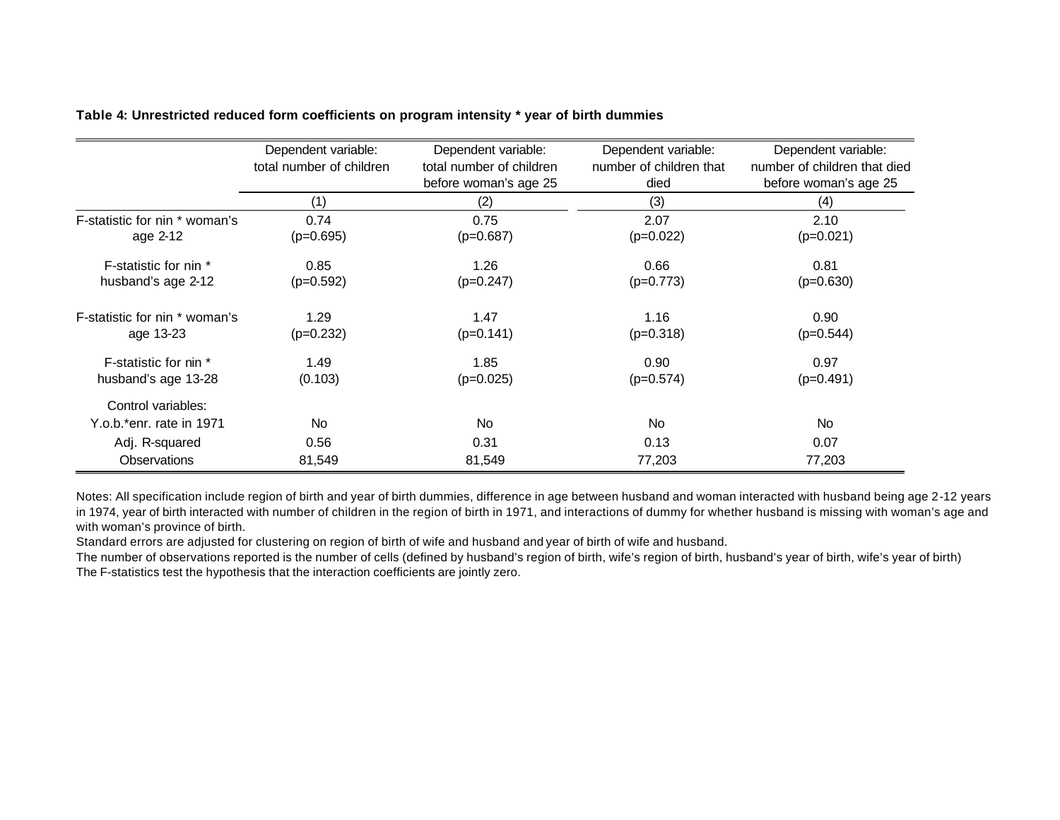**Table 4: Unrestricted reduced form coefficients on program intensity * year of birth dummies**

| | Dependent variable: total number of children | Dependent variable: total number of children before woman's age 25 | Dependent variable: number of children that died | Dependent variable: number of children that died before woman's age 25 |
|---|---|---|---|---|
| | (1) | (2) | (3) | (4) |
| F-statistic for nin * woman's age 2-12 | 0.74 (p=0.695) | 0.75 (p=0.687) | 2.07 (p=0.022) | 2.10 (p=0.021) |
| F-statistic for nin * husband's age 2-12 | 0.85 (p=0.592) | 1.26 (p=0.247) | 0.66 (p=0.773) | 0.81 (p=0.630) |
| F-statistic for nin * woman's age 13-23 | 1.29 (p=0.232) | 1.47 (p=0.141) | 1.16 (p=0.318) | 0.90 (p=0.544) |
| F-statistic for nin * husband's age 13-28 | 1.49 (0.103) | 1.85 (p=0.025) | 0.90 (p=0.574) | 0.97 (p=0.491) |
| Control variables: | | | | |
| Y.o.b.*enr. rate in 1971 | No | No | No | No |
| Adj. R-squared | 0.56 | 0.31 | 0.13 | 0.07 |
| Observations | 81,549 | 81,549 | 77,203 | 77,203 |

Notes: All specification include region of birth and year of birth dummies, difference in age between husband and woman interacted with husband being age 2-12 years in 1974, year of birth interacted with number of children in the region of birth in 1971, and interactions of dummy for whether husband is missing with woman's age and with woman's province of birth.

Standard errors are adjusted for clustering on region of birth of wife and husband and year of birth of wife and husband.

The number of observations reported is the number of cells (defined by husband's region of birth, wife's region of birth, husband's year of birth, wife's year of birth)

The F-statistics test the hypothesis that the interaction coefficients are jointly zero.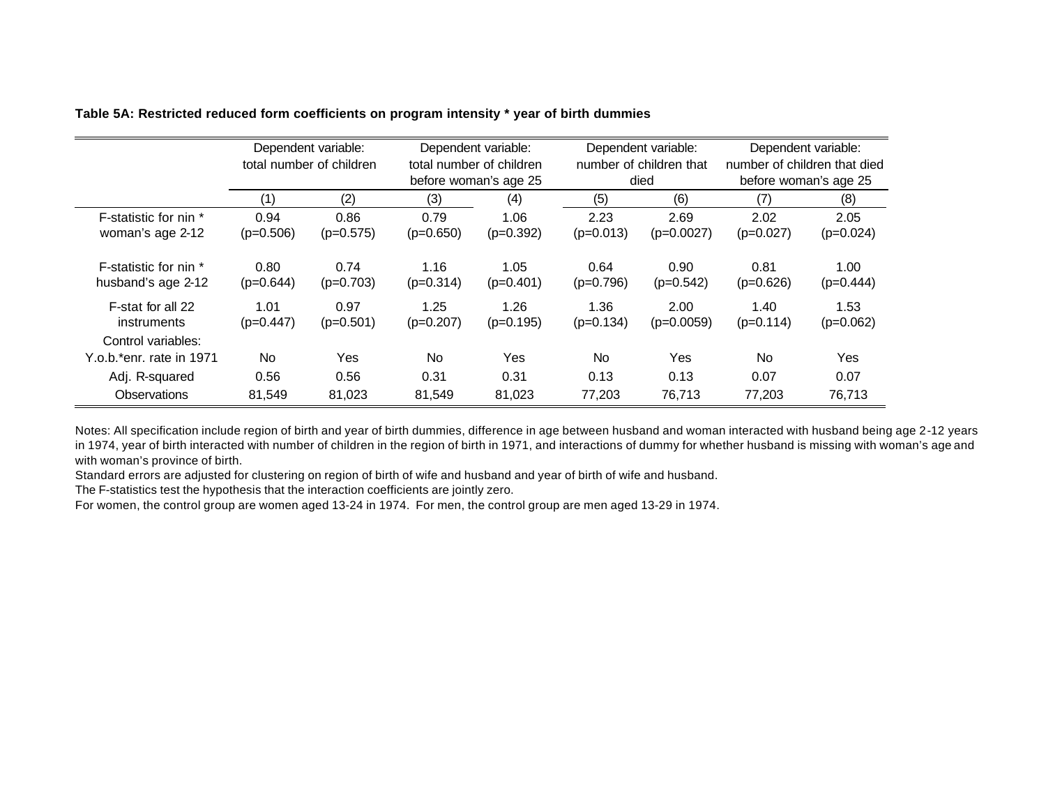**Table 5A: Restricted reduced form coefficients on program intensity * year of birth dummies**

| | Dependent variable: total number of children | | Dependent variable: total number of children before woman's age 25 | | Dependent variable: number of children that died | | Dependent variable: number of children that died before woman's age 25 | |
|---|---|---|---|---|---|---|---|---|
| | (1) | (2) | (3) | (4) | (5) | (6) | (7) | (8) |
| F-statistic for nin * woman's age 2-12 | 0.94 (p=0.506) | 0.86 (p=0.575) | 0.79 (p=0.650) | 1.06 (p=0.392) | 2.23 (p=0.013) | 2.69 (p=0.0027) | 2.02 (p=0.027) | 2.05 (p=0.024) |
| F-statistic for nin * husband's age 2-12 | 0.80 (p=0.644) | 0.74 (p=0.703) | 1.16 (p=0.314) | 1.05 (p=0.401) | 0.64 (p=0.796) | 0.90 (p=0.542) | 0.81 (p=0.626) | 1.00 (p=0.444) |
| F-stat for all 22 instruments | 1.01 (p=0.447) | 0.97 (p=0.501) | 1.25 (p=0.207) | 1.26 (p=0.195) | 1.36 (p=0.134) | 2.00 (p=0.0059) | 1.40 (p=0.114) | 1.53 (p=0.062) |
| Control variables: Y.o.b.*enr. rate in 1971 | No | Yes | No | Yes | No | Yes | No | Yes |
| Adj. R-squared | 0.56 | 0.56 | 0.31 | 0.31 | 0.13 | 0.13 | 0.07 | 0.07 |
| Observations | 81,549 | 81,023 | 81,549 | 81,023 | 77,203 | 76,713 | 77,203 | 76,713 |

Notes: All specification include region of birth and year of birth dummies, difference in age between husband and woman interacted with husband being age 2-12 years in 1974, year of birth interacted with number of children in the region of birth in 1971, and interactions of dummy for whether husband is missing with woman's age and with woman's province of birth.

Standard errors are adjusted for clustering on region of birth of wife and husband and year of birth of wife and husband.

The F-statistics test the hypothesis that the interaction coefficients are jointly zero.

For women, the control group are women aged 13-24 in 1974. For men, the control group are men aged 13-29 in 1974.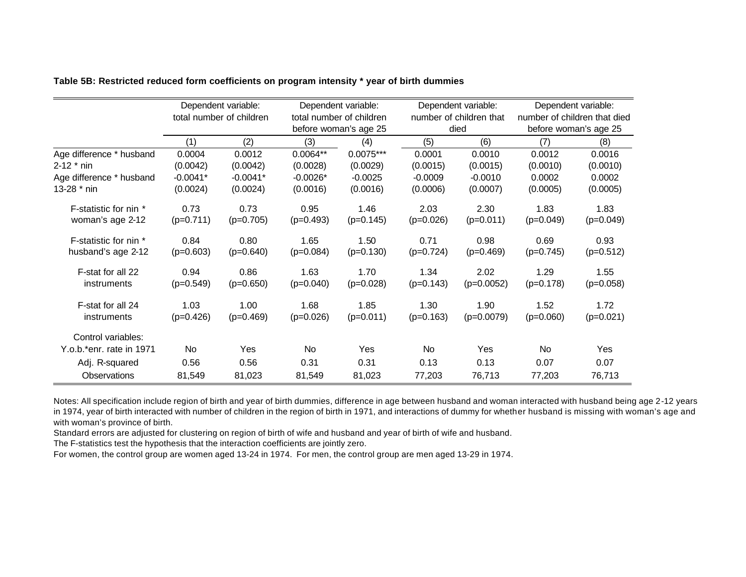**Table 5B: Restricted reduced form coefficients on program intensity * year of birth dummies**

| | Dependent variable: total number of children | | Dependent variable: total number of children before woman's age 25 | | Dependent variable: number of children that died | | Dependent variable: number of children that died before woman's age 25 | |
|---|---|---|---|---|---|---|---|---|
| | (1) | (2) | (3) | (4) | (5) | (6) | (7) | (8) |
| Age difference * husband 2-12 * nin | 0.0004 | 0.0012 | 0.0064** | 0.0075*** | 0.0001 | 0.0010 | 0.0012 | 0.0016 |
| | (0.0042) | (0.0042) | (0.0028) | (0.0029) | (0.0015) | (0.0015) | (0.0010) | (0.0010) |
| Age difference * husband 13-28 * nin | -0.0041* | -0.0041* | -0.0026* | -0.0025 | -0.0009 | -0.0010 | 0.0002 | 0.0002 |
| | (0.0024) | (0.0024) | (0.0016) | (0.0016) | (0.0006) | (0.0007) | (0.0005) | (0.0005) |
| F-statistic for nin * woman's age 2-12 | 0.73 | 0.73 | 0.95 | 1.46 | 2.03 | 2.30 | 1.83 | 1.83 |
| | (p=0.711) | (p=0.705) | (p=0.493) | (p=0.145) | (p=0.026) | (p=0.011) | (p=0.049) | (p=0.049) |
| F-statistic for nin * husband's age 2-12 | 0.84 | 0.80 | 1.65 | 1.50 | 0.71 | 0.98 | 0.69 | 0.93 |
| | (p=0.603) | (p=0.640) | (p=0.084) | (p=0.130) | (p=0.724) | (p=0.469) | (p=0.745) | (p=0.512) |
| F-stat for all 22 instruments | 0.94 | 0.86 | 1.63 | 1.70 | 1.34 | 2.02 | 1.29 | 1.55 |
| | (p=0.549) | (p=0.650) | (p=0.040) | (p=0.028) | (p=0.143) | (p=0.0052) | (p=0.178) | (p=0.058) |
| F-stat for all 24 instruments | 1.03 | 1.00 | 1.68 | 1.85 | 1.30 | 1.90 | 1.52 | 1.72 |
| | (p=0.426) | (p=0.469) | (p=0.026) | (p=0.011) | (p=0.163) | (p=0.0079) | (p=0.060) | (p=0.021) |
| Control variables: | | | | | | | | |
| Y.o.b.*enr. rate in 1971 | No | Yes | No | Yes | No | Yes | No | Yes |
| Adj. R-squared | 0.56 | 0.56 | 0.31 | 0.31 | 0.13 | 0.13 | 0.07 | 0.07 |
| Observations | 81,549 | 81,023 | 81,549 | 81,023 | 77,203 | 76,713 | 77,203 | 76,713 |

Notes: All specification include region of birth and year of birth dummies, difference in age between husband and woman interacted with husband being age 2-12 years in 1974, year of birth interacted with number of children in the region of birth in 1971, and interactions of dummy for whether husband is missing with woman's age and with woman's province of birth.

Standard errors are adjusted for clustering on region of birth of wife and husband and year of birth of wife and husband.

The F-statistics test the hypothesis that the interaction coefficients are jointly zero.

For women, the control group are women aged 13-24 in 1974. For men, the control group are men aged 13-29 in 1974.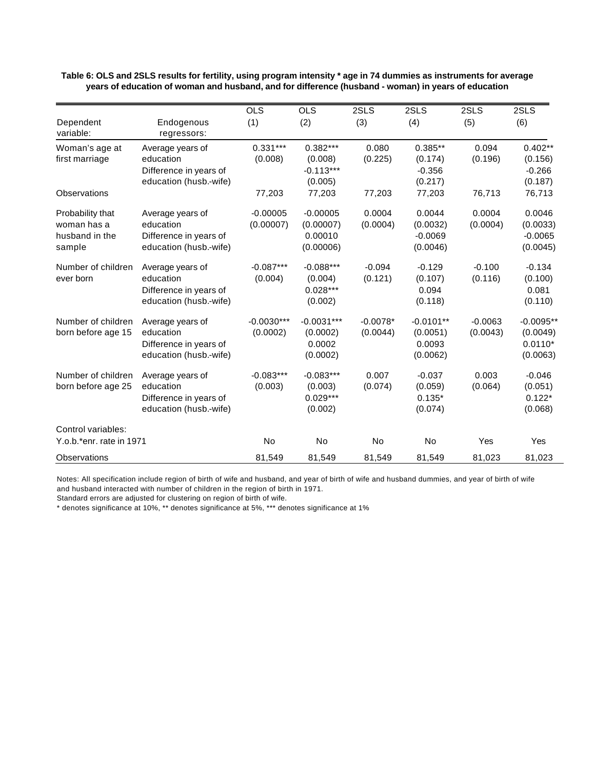**Table 6: OLS and 2SLS results for fertility, using program intensity * age in 74 dummies as instruments for average years of education of woman and husband, and for difference (husband - woman) in years of education**

| Dependent variable: | Endogenous regressors: | OLS (1) | OLS (2) | 2SLS (3) | 2SLS (4) | 2SLS (5) | 2SLS (6) |
|---|---|---|---|---|---|---|---|
| Woman's age at first marriage | Average years of education | 0.331*** | 0.382*** | 0.080 | 0.385** | 0.094 | 0.402** |
| | | (0.008) | (0.008) | (0.225) | (0.174) | (0.196) | (0.156) |
| | Difference in years of education (husb.-wife) | | -0.113*** | | -0.356 | | -0.266 |
| | | | (0.005) | | (0.217) | | (0.187) |
| Observations | | 77,203 | 77,203 | 77,203 | 77,203 | 76,713 | 76,713 |
| Probability that woman has a husband in the sample | Average years of education | -0.00005 | -0.00005 | 0.0004 | 0.0044 | 0.0004 | 0.0046 |
| | | (0.00007) | (0.00007) | (0.0004) | (0.0032) | (0.0004) | (0.0033) |
| | Difference in years of education (husb.-wife) | | 0.00010 | | -0.0069 | | -0.0065 |
| | | | (0.00006) | | (0.0046) | | (0.0045) |
| Number of children ever born | Average years of education | -0.087*** | -0.088*** | -0.094 | -0.129 | -0.100 | -0.134 |
| | | (0.004) | (0.004) | (0.121) | (0.107) | (0.116) | (0.100) |
| | Difference in years of education (husb.-wife) | | 0.028*** | | 0.094 | | 0.081 |
| | | | (0.002) | | (0.118) | | (0.110) |
| Number of children born before age 15 | Average years of education | -0.0030*** | -0.0031*** | -0.0078* | -0.0101** | -0.0063 | -0.0095** |
| | | (0.0002) | (0.0002) | (0.0044) | (0.0051) | (0.0043) | (0.0049) |
| | Difference in years of education (husb.-wife) | | 0.0002 | | 0.0093 | | 0.0110* |
| | | | (0.0002) | | (0.0062) | | (0.0063) |
| Number of children born before age 25 | Average years of education | -0.083*** | -0.083*** | 0.007 | -0.037 | 0.003 | -0.046 |
| | | (0.003) | (0.003) | (0.074) | (0.059) | (0.064) | (0.051) |
| | Difference in years of education (husb.-wife) | | 0.029*** | | 0.135* | | 0.122* |
| | | | (0.002) | | (0.074) | | (0.068) |
| Control variables: | | | | | | | |
| Y.o.b.*enr. rate in 1971 | | No | No | No | No | Yes | Yes |
| Observations | | 81,549 | 81,549 | 81,549 | 81,549 | 81,023 | 81,023 |

Notes: All specification include region of birth of wife and husband, and year of birth of wife and husband dummies, and year of birth of wife and husband interacted with number of children in the region of birth in 1971.
Standard errors are adjusted for clustering on region of birth of wife.
* denotes significance at 10%, ** denotes significance at 5%, *** denotes significance at 1%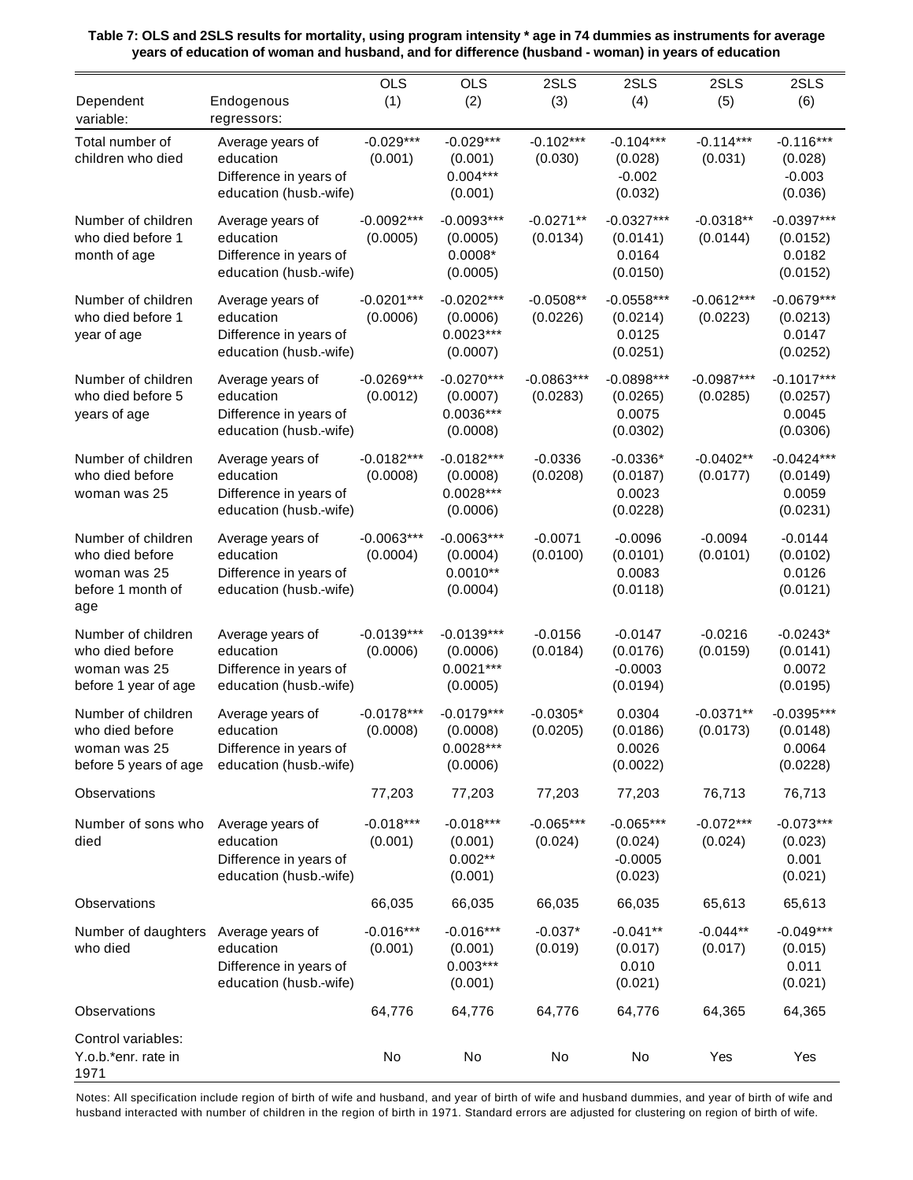**Table 7: OLS and 2SLS results for mortality, using program intensity * age in 74 dummies as instruments for average years of education of woman and husband, and for difference (husband - woman) in years of education**

| Dependent variable: | Endogenous regressors: | OLS (1) | OLS (2) | 2SLS (3) | 2SLS (4) | 2SLS (5) | 2SLS (6) |
|---|---|---|---|---|---|---|---|
| Total number of children who died | Average years of education | -0.029*** | -0.029*** | -0.102*** | -0.104*** | -0.114*** | -0.116*** |
| | | (0.001) | (0.001) | (0.030) | (0.028) | (0.031) | (0.028) |
| | Difference in years of education (husb.-wife) | | 0.004*** | | -0.002 | | -0.003 |
| | | | (0.001) | | (0.032) | | (0.036) |
| Number of children who died before 1 month of age | Average years of education | -0.0092*** | -0.0093*** | -0.0271** | -0.0327*** | -0.0318** | -0.0397*** |
| | | (0.0005) | (0.0005) | (0.0134) | (0.0141) | (0.0144) | (0.0152) |
| | Difference in years of education (husb.-wife) | | 0.0008* | | 0.0164 | | 0.0182 |
| | | | (0.0005) | | (0.0150) | | (0.0152) |
| Number of children who died before 1 year of age | Average years of education | -0.0201*** | -0.0202*** | -0.0508** | -0.0558*** | -0.0612*** | -0.0679*** |
| | | (0.0006) | (0.0006) | (0.0226) | (0.0214) | (0.0223) | (0.0213) |
| | Difference in years of education (husb.-wife) | | 0.0023*** | | 0.0125 | | 0.0147 |
| | | | (0.0007) | | (0.0251) | | (0.0252) |
| Number of children who died before 5 years of age | Average years of education | -0.0269*** | -0.0270*** | -0.0863*** | -0.0898*** | -0.0987*** | -0.1017*** |
| | | (0.0012) | (0.0007) | (0.0283) | (0.0265) | (0.0285) | (0.0257) |
| | Difference in years of education (husb.-wife) | | 0.0036*** | | 0.0075 | | 0.0045 |
| | | | (0.0008) | | (0.0302) | | (0.0306) |
| Number of children who died before woman was 25 | Average years of education | -0.0182*** | -0.0182*** | -0.0336 | -0.0336* | -0.0402** | -0.0424*** |
| | | (0.0008) | (0.0008) | (0.0208) | (0.0187) | (0.0177) | (0.0149) |
| | Difference in years of education (husb.-wife) | | 0.0028*** | | 0.0023 | | 0.0059 |
| | | | (0.0006) | | (0.0228) | | (0.0231) |
| Number of children who died before woman was 25 before 1 month of age | Average years of education | -0.0063*** | -0.0063*** | -0.0071 | -0.0096 | -0.0094 | -0.0144 |
| | | (0.0004) | (0.0004) | (0.0100) | (0.0101) | (0.0101) | (0.0102) |
| | Difference in years of education (husb.-wife) | | 0.0010** | | 0.0083 | | 0.0126 |
| | | | (0.0004) | | (0.0118) | | (0.0121) |
| Number of children who died before woman was 25 before 1 year of age | Average years of education | -0.0139*** | -0.0139*** | -0.0156 | -0.0147 | -0.0216 | -0.0243* |
| | | (0.0006) | (0.0006) | (0.0184) | (0.0176) | (0.0159) | (0.0141) |
| | Difference in years of education (husb.-wife) | | 0.0021*** | | -0.0003 | | 0.0072 |
| | | | (0.0005) | | (0.0194) | | (0.0195) |
| Number of children who died before woman was 25 before 5 years of age | Average years of education | -0.0178*** | -0.0179*** | -0.0305* | 0.0304 | -0.0371** | -0.0395*** |
| | | (0.0008) | (0.0008) | (0.0205) | (0.0186) | (0.0173) | (0.0148) |
| | Difference in years of education (husb.-wife) | | 0.0028*** | | 0.0026 | | 0.0064 |
| | | | (0.0006) | | (0.0022) | | (0.0228) |
| Observations | | 77,203 | 77,203 | 77,203 | 77,203 | 76,713 | 76,713 |
| Number of sons who died | Average years of education | -0.018*** | -0.018*** | -0.065*** | -0.065*** | -0.072*** | -0.073*** |
| | | (0.001) | (0.001) | (0.024) | (0.024) | (0.024) | (0.023) |
| | Difference in years of education (husb.-wife) | | 0.002** | | -0.0005 | | 0.001 |
| | | | (0.001) | | (0.023) | | (0.021) |
| Observations | | 66,035 | 66,035 | 66,035 | 66,035 | 65,613 | 65,613 |
| Number of daughters who died | Average years of education | -0.016*** | -0.016*** | -0.037* | -0.041** | -0.044** | -0.049*** |
| | | (0.001) | (0.001) | (0.019) | (0.017) | (0.017) | (0.015) |
| | Difference in years of education (husb.-wife) | | 0.003*** | | 0.010 | | 0.011 |
| | | | (0.001) | | (0.021) | | (0.021) |
| Observations | | 64,776 | 64,776 | 64,776 | 64,776 | 64,365 | 64,365 |
| Control variables: Y.o.b.*enr. rate in 1971 | | No | No | No | No | Yes | Yes |

Notes: All specification include region of birth of wife and husband, and year of birth of wife and husband dummies, and year of birth of wife and husband interacted with number of children in the region of birth in 1971. Standard errors are adjusted for clustering on region of birth of wife.